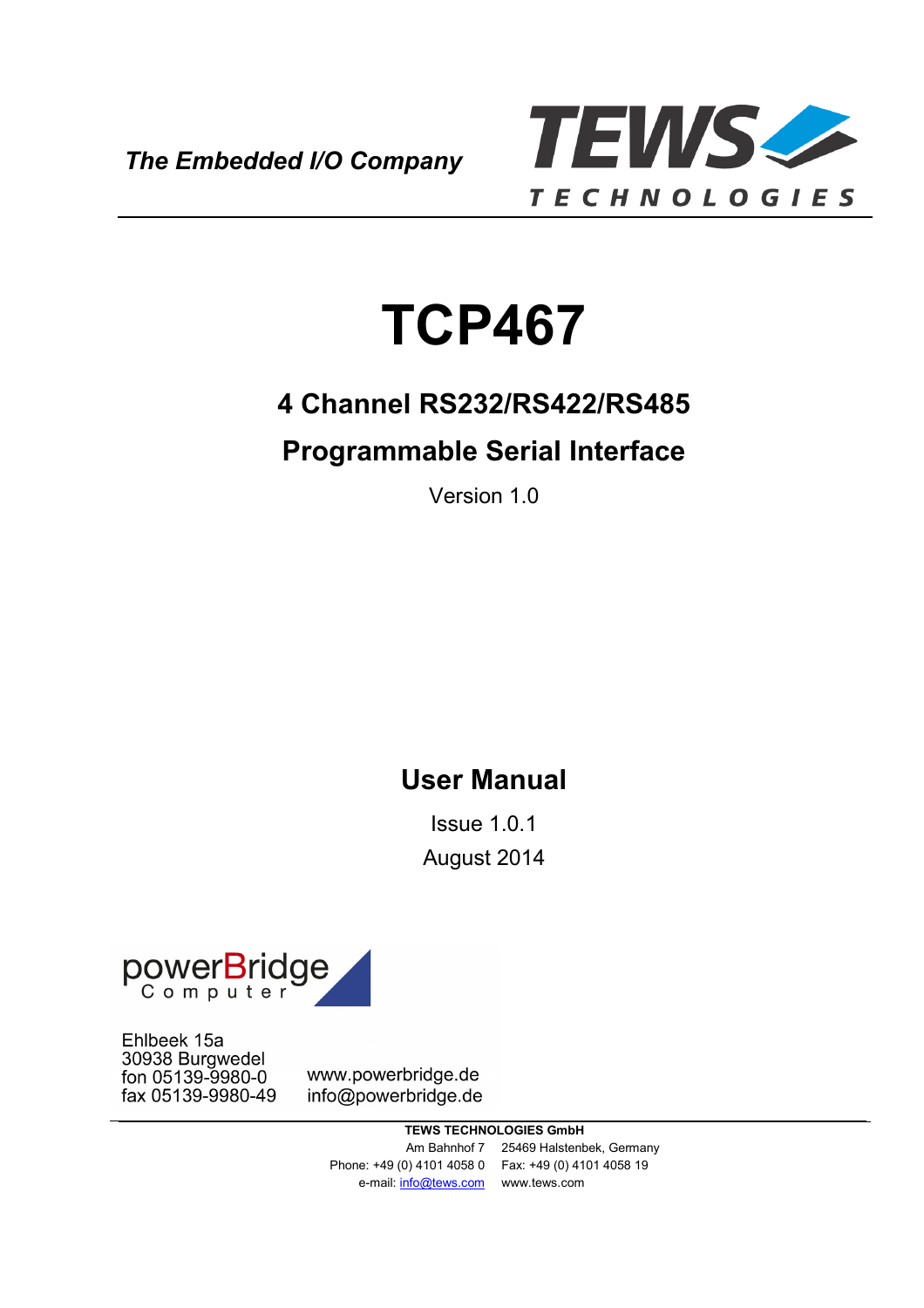*The Embedded I/O Company*

TEWS TECHNOLOGIES

# TCP467

## 4 Channel RS232/RS422/RS485

## Programmable Serial Interface

Version 1.0

## User Manual

Issue 1.0.1

August 2014

powerBridge Computer

Ehlbeek 15a
30938 Burgwedel
fon 05139-9980-0
fax 05139-9980-49

www.powerbridge.de
info@powerbridge.de

**TEWS TECHNOLOGIES GmbH**

Am Bahnhof 7 25469 Halstenbek, Germany
Phone: +49 (0) 4101 4058 0 Fax: +49 (0) 4101 4058 19
e-mail: info@tews.com www.tews.com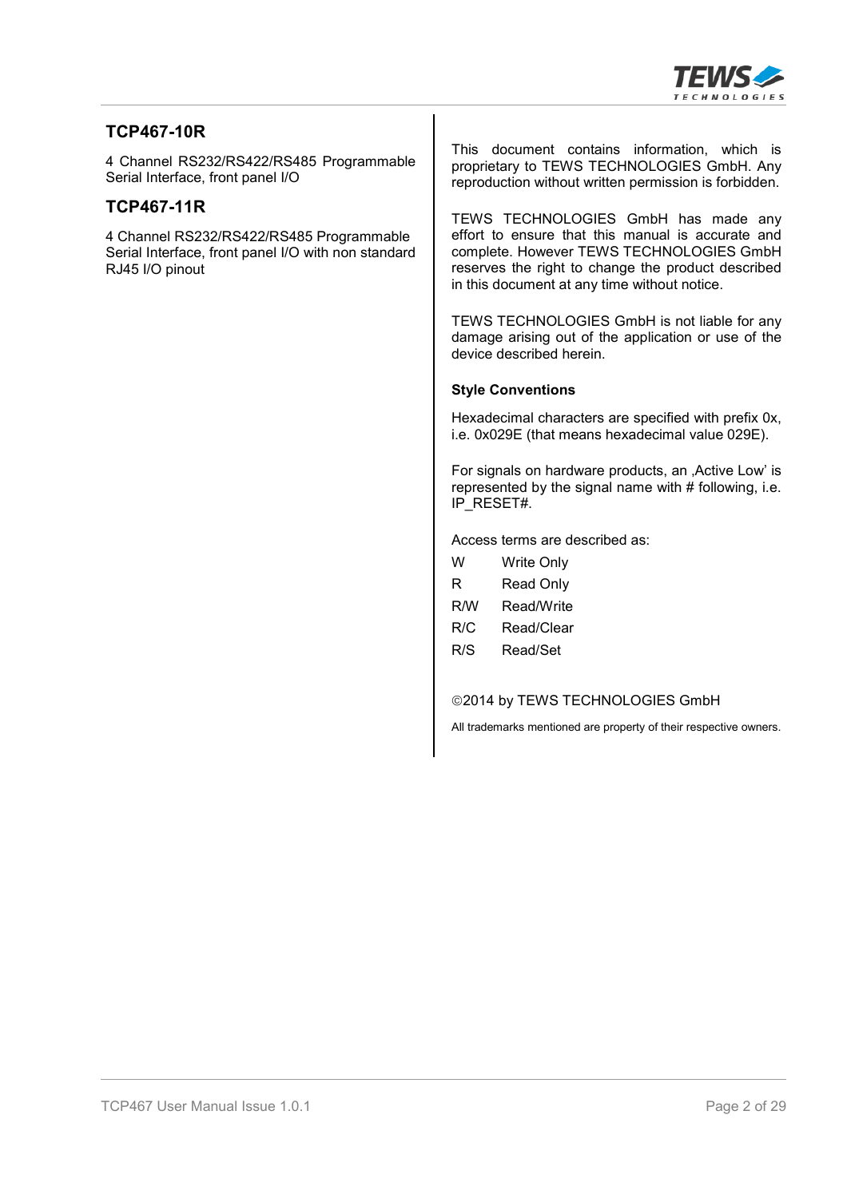## TCP467-10R

4 Channel RS232/RS422/RS485 Programmable Serial Interface, front panel I/O

## TCP467-11R

4 Channel RS232/RS422/RS485 Programmable Serial Interface, front panel I/O with non standard RJ45 I/O pinout

This document contains information, which is proprietary to TEWS TECHNOLOGIES GmbH. Any reproduction without written permission is forbidden.

TEWS TECHNOLOGIES GmbH has made any effort to ensure that this manual is accurate and complete. However TEWS TECHNOLOGIES GmbH reserves the right to change the product described in this document at any time without notice.

TEWS TECHNOLOGIES GmbH is not liable for any damage arising out of the application or use of the device described herein.

**Style Conventions**

Hexadecimal characters are specified with prefix 0x, i.e. 0x029E (that means hexadecimal value 029E).

For signals on hardware products, an ‚Active Low' is represented by the signal name with # following, i.e. IP_RESET#.

Access terms are described as:

| | |
|---|---|
| W | Write Only |
| R | Read Only |
| R/W | Read/Write |
| R/C | Read/Clear |
| R/S | Read/Set |

©2014 by TEWS TECHNOLOGIES GmbH

All trademarks mentioned are property of their respective owners.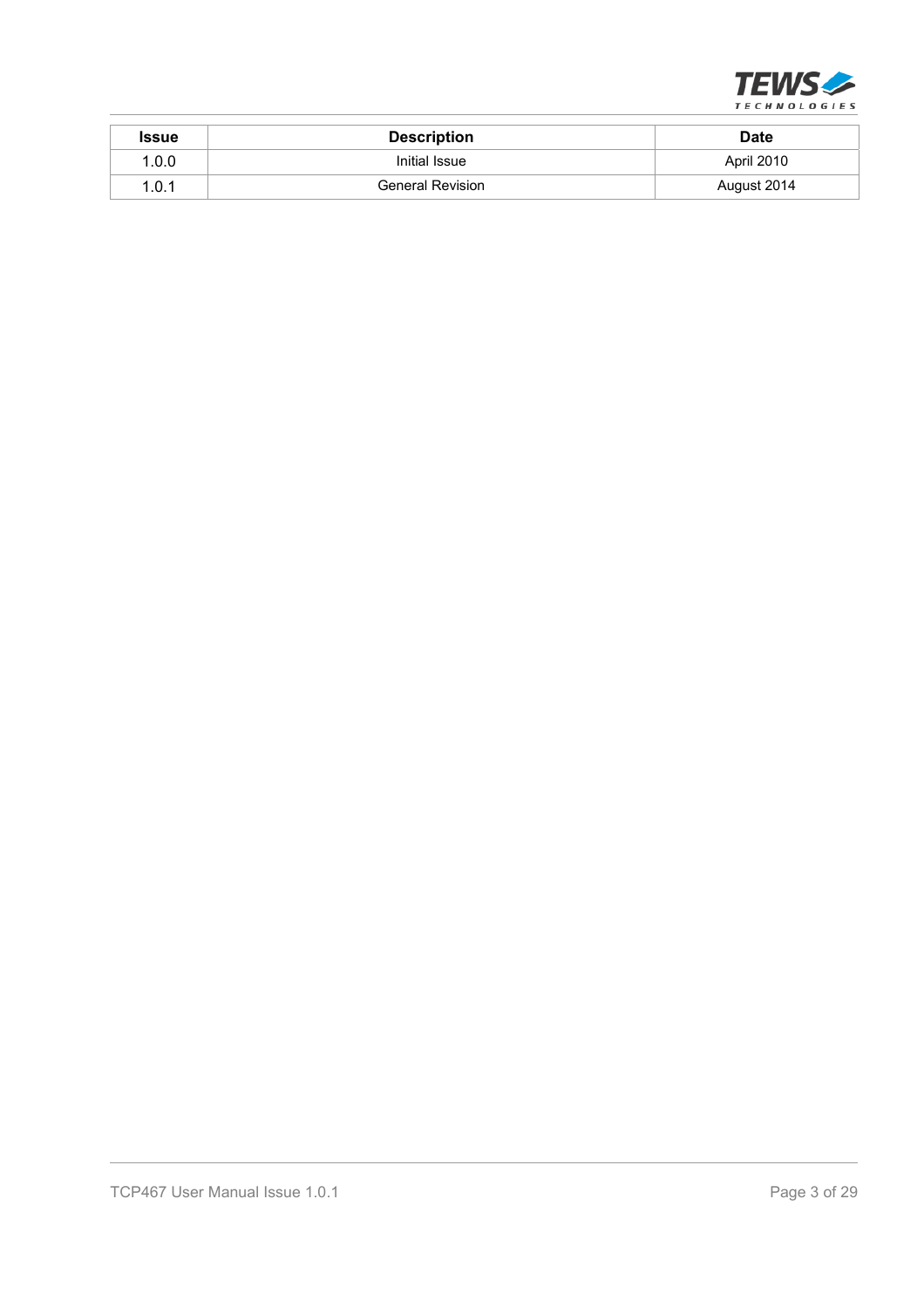| Issue | Description | Date |
| --- | --- | --- |
| 1.0.0 | Initial Issue | April 2010 |
| 1.0.1 | General Revision | August 2014 |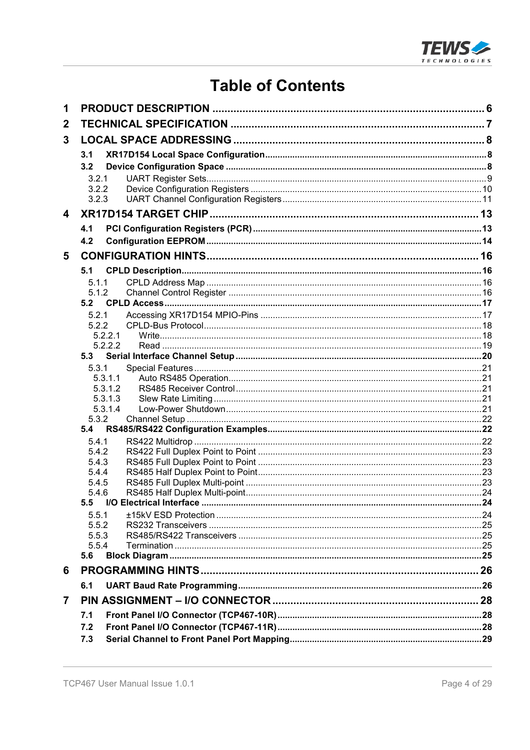# Table of Contents

| | | |
|---|---|---|
| **1** | **PRODUCT DESCRIPTION** | **6** |
| **2** | **TECHNICAL SPECIFICATION** | **7** |
| **3** | **LOCAL SPACE ADDRESSING** | **8** |
| **3.1** | **XR17D154 Local Space Configuration** | **8** |
| **3.2** | **Device Configuration Space** | **8** |
| 3.2.1 | UART Register Sets | 9 |
| 3.2.2 | Device Configuration Registers | 10 |
| 3.2.3 | UART Channel Configuration Registers | 11 |
| **4** | **XR17D154 TARGET CHIP** | **13** |
| **4.1** | **PCI Configuration Registers (PCR)** | **13** |
| **4.2** | **Configuration EEPROM** | **14** |
| **5** | **CONFIGURATION HINTS** | **16** |
| **5.1** | **CPLD Description** | **16** |
| 5.1.1 | CPLD Address Map | 16 |
| 5.1.2 | Channel Control Register | 16 |
| **5.2** | **CPLD Access** | **17** |
| 5.2.1 | Accessing XR17D154 MPIO-Pins | 17 |
| 5.2.2 | CPLD-Bus Protocol | 18 |
| 5.2.2.1 | Write | 18 |
| 5.2.2.2 | Read | 19 |
| **5.3** | **Serial Interface Channel Setup** | **20** |
| 5.3.1 | Special Features | 21 |
| 5.3.1.1 | Auto RS485 Operation | 21 |
| 5.3.1.2 | RS485 Receiver Control | 21 |
| 5.3.1.3 | Slew Rate Limiting | 21 |
| 5.3.1.4 | Low-Power Shutdown | 21 |
| 5.3.2 | Channel Setup | 22 |
| **5.4** | **RS485/RS422 Configuration Examples** | **22** |
| 5.4.1 | RS422 Multidrop | 22 |
| 5.4.2 | RS422 Full Duplex Point to Point | 23 |
| 5.4.3 | RS485 Full Duplex Point to Point | 23 |
| 5.4.4 | RS485 Half Duplex Point to Point | 23 |
| 5.4.5 | RS485 Full Duplex Multi-point | 23 |
| 5.4.6 | RS485 Half Duplex Multi-point | 24 |
| **5.5** | **I/O Electrical Interface** | **24** |
| 5.5.1 | ±15kV ESD Protection | 24 |
| 5.5.2 | RS232 Transceivers | 25 |
| 5.5.3 | RS485/RS422 Transceivers | 25 |
| 5.5.4 | Termination | 25 |
| **5.6** | **Block Diagram** | **25** |
| **6** | **PROGRAMMING HINTS** | **26** |
| **6.1** | **UART Baud Rate Programming** | **26** |
| **7** | **PIN ASSIGNMENT – I/O CONNECTOR** | **28** |
| **7.1** | **Front Panel I/O Connector (TCP467-10R)** | **28** |
| **7.2** | **Front Panel I/O Connector (TCP467-11R)** | **28** |
| **7.3** | **Serial Channel to Front Panel Port Mapping** | **29** |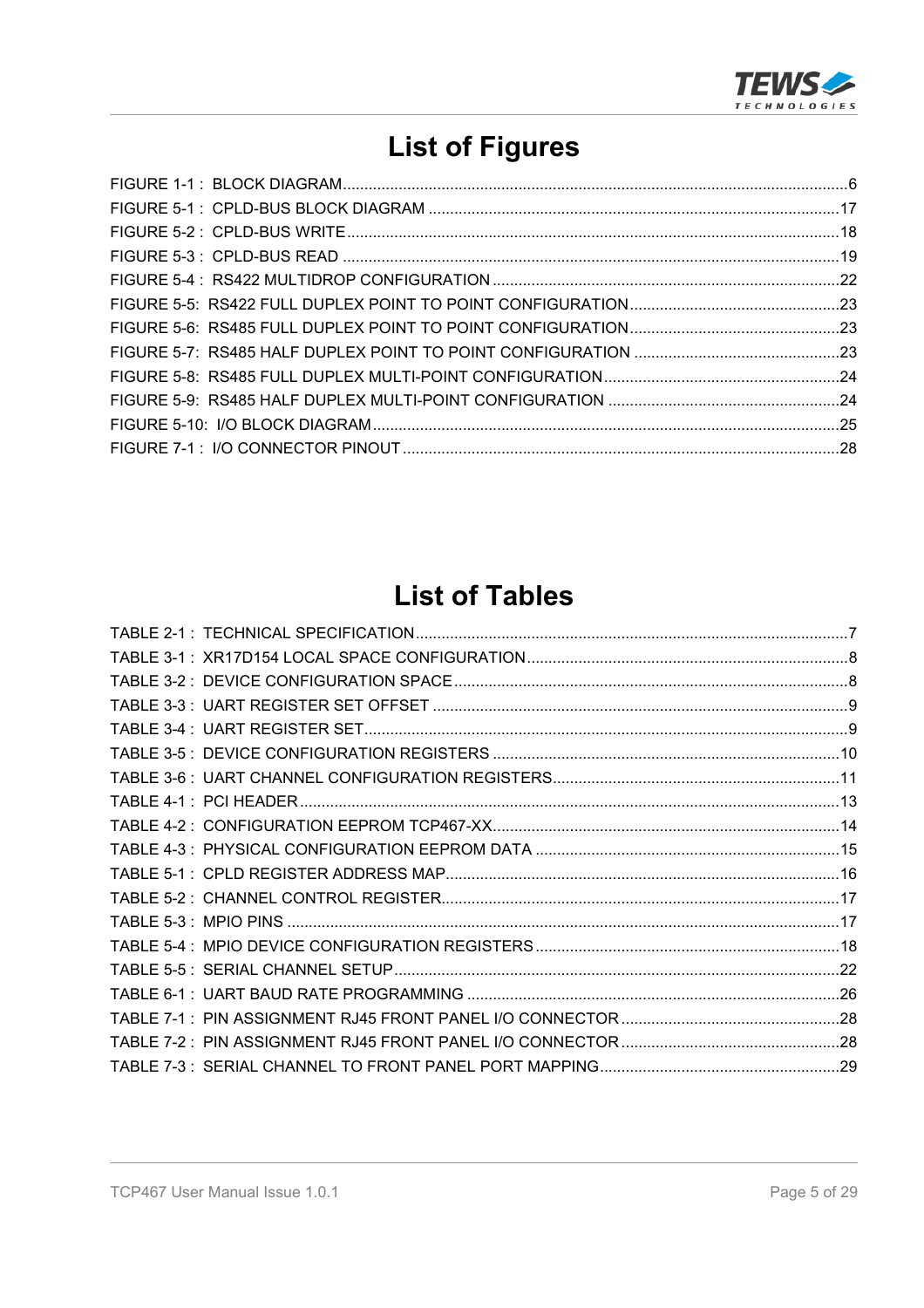# List of Figures

FIGURE 1-1 : BLOCK DIAGRAM....................................................................................................6
FIGURE 5-1 : CPLD-BUS BLOCK DIAGRAM ..............................................................................17
FIGURE 5-2 : CPLD-BUS WRITE.................................................................................................18
FIGURE 5-3 : CPLD-BUS READ ..................................................................................................19
FIGURE 5-4 : RS422 MULTIDROP CONFIGURATION ................................................................22
FIGURE 5-5: RS422 FULL DUPLEX POINT TO POINT CONFIGURATION ................................23
FIGURE 5-6: RS485 FULL DUPLEX POINT TO POINT CONFIGURATION ................................23
FIGURE 5-7: RS485 HALF DUPLEX POINT TO POINT CONFIGURATION ...............................23
FIGURE 5-8: RS485 FULL DUPLEX MULTI-POINT CONFIGURATION ......................................24
FIGURE 5-9: RS485 HALF DUPLEX MULTI-POINT CONFIGURATION .....................................24
FIGURE 5-10: I/O BLOCK DIAGRAM...........................................................................................25
FIGURE 7-1 : I/O CONNECTOR PINOUT ....................................................................................28

# List of Tables

TABLE 2-1 : TECHNICAL SPECIFICATION...................................................................................7
TABLE 3-1 : XR17D154 LOCAL SPACE CONFIGURATION..........................................................8
TABLE 3-2 : DEVICE CONFIGURATION SPACE ..........................................................................8
TABLE 3-3 : UART REGISTER SET OFFSET ...............................................................................9
TABLE 3-4 : UART REGISTER SET...............................................................................................9
TABLE 3-5 : DEVICE CONFIGURATION REGISTERS ................................................................10
TABLE 3-6 : UART CHANNEL CONFIGURATION REGISTERS..................................................11
TABLE 4-1 : PCI HEADER ............................................................................................................13
TABLE 4-2 : CONFIGURATION EEPROM TCP467-XX................................................................14
TABLE 4-3 : PHYSICAL CONFIGURATION EEPROM DATA ......................................................15
TABLE 5-1 : CPLD REGISTER ADDRESS MAP..........................................................................16
TABLE 5-2 : CHANNEL CONTROL REGISTER...........................................................................17
TABLE 5-3 : MPIO PINS ...............................................................................................................17
TABLE 5-4 : MPIO DEVICE CONFIGURATION REGISTERS......................................................18
TABLE 5-5 : SERIAL CHANNEL SETUP......................................................................................22
TABLE 6-1 : UART BAUD RATE PROGRAMMING .....................................................................26
TABLE 7-1 : PIN ASSIGNMENT RJ45 FRONT PANEL I/O CONNECTOR ..................................28
TABLE 7-2 : PIN ASSIGNMENT RJ45 FRONT PANEL I/O CONNECTOR ..................................28
TABLE 7-3 : SERIAL CHANNEL TO FRONT PANEL PORT MAPPING.......................................29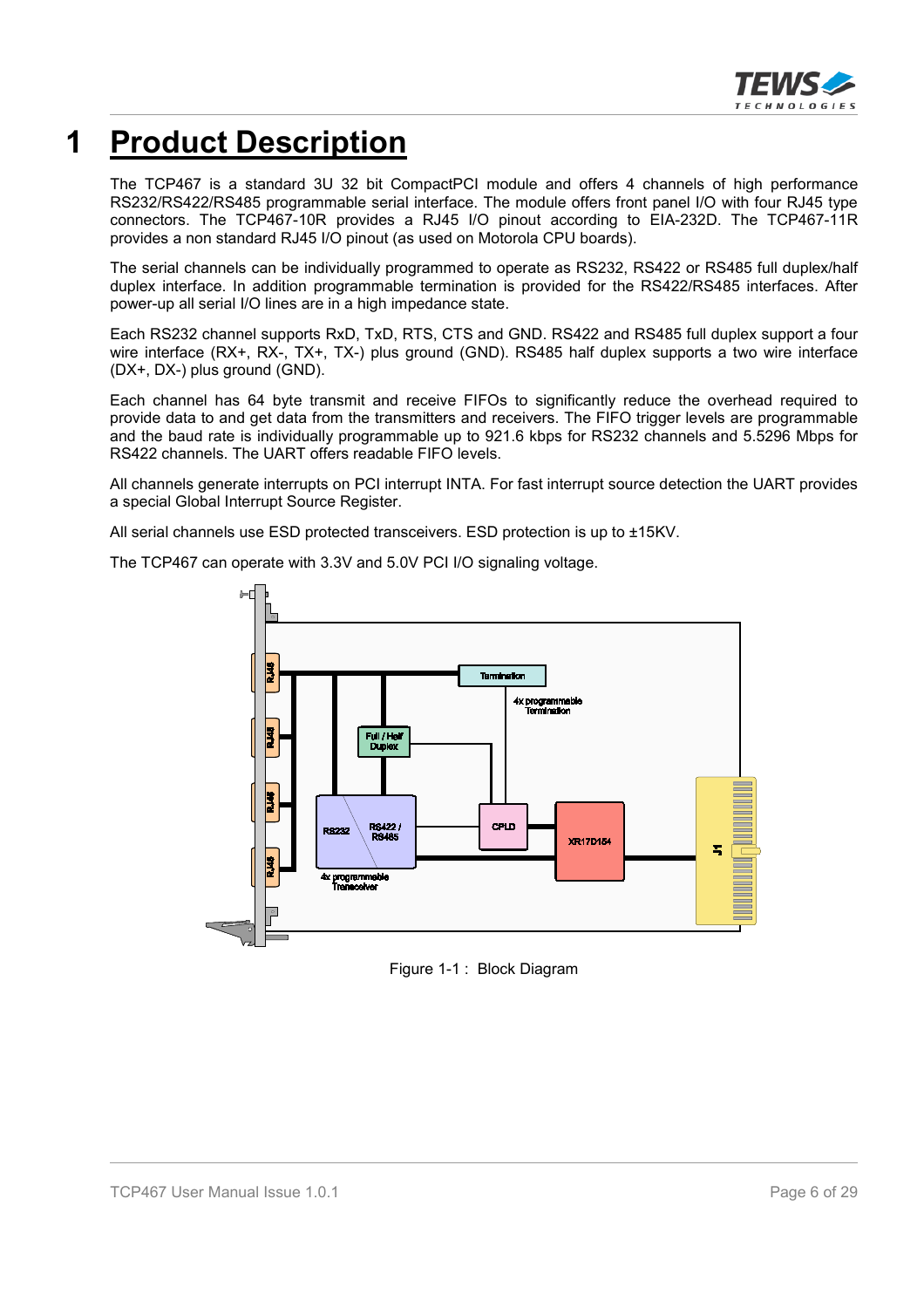# 1 Product Description

The TCP467 is a standard 3U 32 bit CompactPCI module and offers 4 channels of high performance RS232/RS422/RS485 programmable serial interface. The module offers front panel I/O with four RJ45 type connectors. The TCP467-10R provides a RJ45 I/O pinout according to EIA-232D. The TCP467-11R provides a non standard RJ45 I/O pinout (as used on Motorola CPU boards).

The serial channels can be individually programmed to operate as RS232, RS422 or RS485 full duplex/half duplex interface. In addition programmable termination is provided for the RS422/RS485 interfaces. After power-up all serial I/O lines are in a high impedance state.

Each RS232 channel supports RxD, TxD, RTS, CTS and GND. RS422 and RS485 full duplex support a four wire interface (RX+, RX-, TX+, TX-) plus ground (GND). RS485 half duplex supports a two wire interface (DX+, DX-) plus ground (GND).

Each channel has 64 byte transmit and receive FIFOs to significantly reduce the overhead required to provide data to and get data from the transmitters and receivers. The FIFO trigger levels are programmable and the baud rate is individually programmable up to 921.6 kbps for RS232 channels and 5.5296 Mbps for RS422 channels. The UART offers readable FIFO levels.

All channels generate interrupts on PCI interrupt INTA. For fast interrupt source detection the UART provides a special Global Interrupt Source Register.

All serial channels use ESD protected transceivers. ESD protection is up to ±15KV.

The TCP467 can operate with 3.3V and 5.0V PCI I/O signaling voltage.

Figure 1-1 : Block Diagram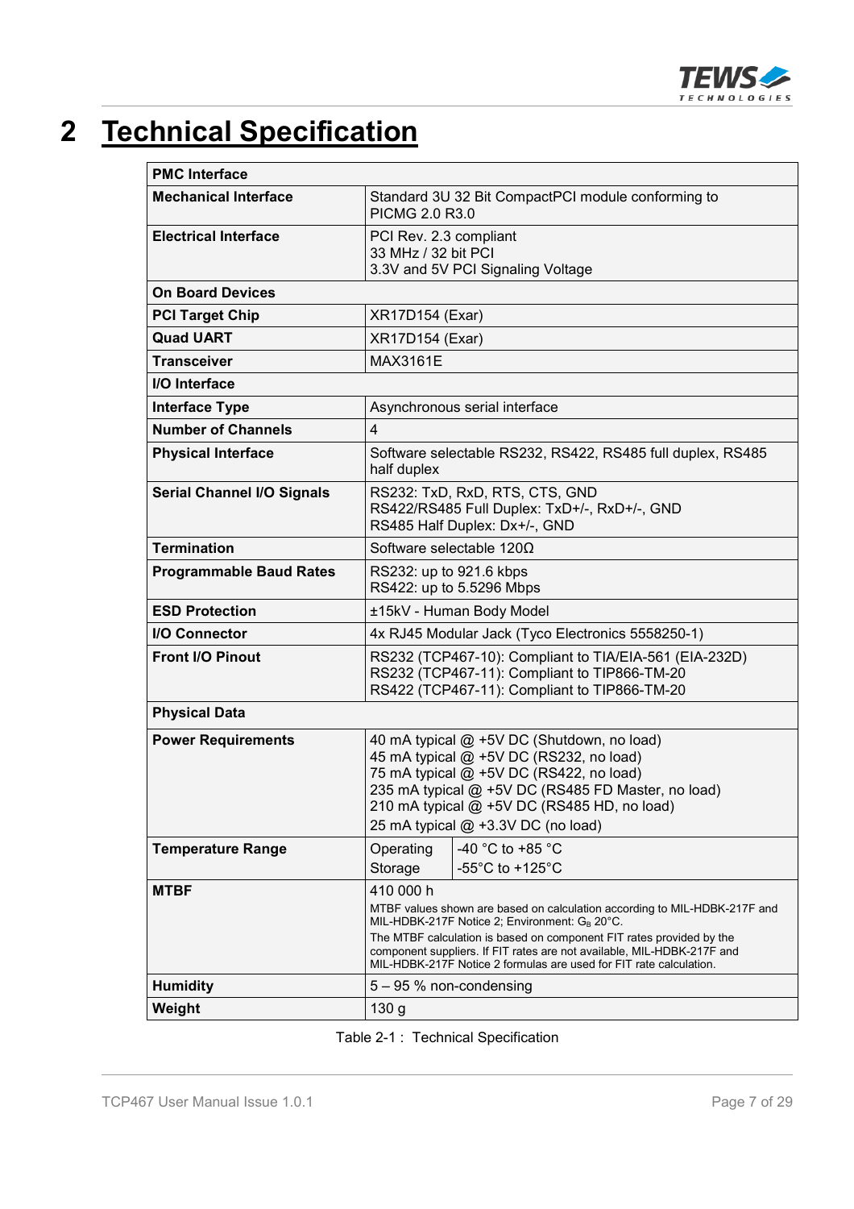# 2 Technical Specification

| **PMC Interface** | | |
|---|---|---|
| **Mechanical Interface** | Standard 3U 32 Bit CompactPCI module conforming to PICMG 2.0 R3.0 | |
| **Electrical Interface** | PCI Rev. 2.3 compliant<br>33 MHz / 32 bit PCI<br>3.3V and 5V PCI Signaling Voltage | |
| **On Board Devices** | | |
| **PCI Target Chip** | XR17D154 (Exar) | |
| **Quad UART** | XR17D154 (Exar) | |
| **Transceiver** | MAX3161E | |
| **I/O Interface** | | |
| **Interface Type** | Asynchronous serial interface | |
| **Number of Channels** | 4 | |
| **Physical Interface** | Software selectable RS232, RS422, RS485 full duplex, RS485 half duplex | |
| **Serial Channel I/O Signals** | RS232: TxD, RxD, RTS, CTS, GND<br>RS422/RS485 Full Duplex: TxD+/-, RxD+/-, GND<br>RS485 Half Duplex: Dx+/-, GND | |
| **Termination** | Software selectable 120Ω | |
| **Programmable Baud Rates** | RS232: up to 921.6 kbps<br>RS422: up to 5.5296 Mbps | |
| **ESD Protection** | ±15kV - Human Body Model | |
| **I/O Connector** | 4x RJ45 Modular Jack (Tyco Electronics 5558250-1) | |
| **Front I/O Pinout** | RS232 (TCP467-10): Compliant to TIA/EIA-561 (EIA-232D)<br>RS232 (TCP467-11): Compliant to TIP866-TM-20<br>RS422 (TCP467-11): Compliant to TIP866-TM-20 | |
| **Physical Data** | | |
| **Power Requirements** | 40 mA typical @ +5V DC (Shutdown, no load)<br>45 mA typical @ +5V DC (RS232, no load)<br>75 mA typical @ +5V DC (RS422, no load)<br>235 mA typical @ +5V DC (RS485 FD Master, no load)<br>210 mA typical @ +5V DC (RS485 HD, no load)<br>25 mA typical @ +3.3V DC (no load) | |
| **Temperature Range** | Operating | -40 °C to +85 °C |
| | Storage | -55°C to +125°C |
| **MTBF** | 410 000 h<br>MTBF values shown are based on calculation according to MIL-HDBK-217F and MIL-HDBK-217F Notice 2; Environment: $G_B$ 20°C.<br>The MTBF calculation is based on component FIT rates provided by the component suppliers. If FIT rates are not available, MIL-HDBK-217F and MIL-HDBK-217F Notice 2 formulas are used for FIT rate calculation. | |
| **Humidity** | 5 – 95 % non-condensing | |
| **Weight** | 130 g | |

Table 2-1 : Technical Specification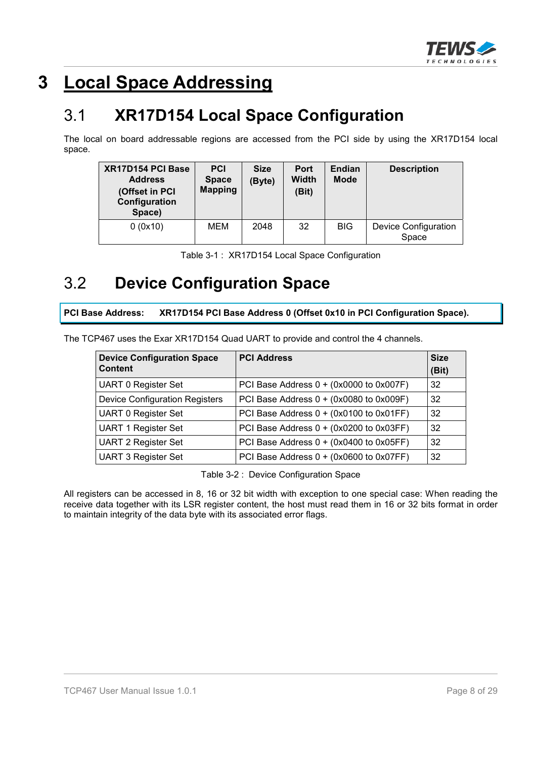# 3 Local Space Addressing

## 3.1 XR17D154 Local Space Configuration

The local on board addressable regions are accessed from the PCI side by using the XR17D154 local space.

| XR17D154 PCI Base Address (Offset in PCI Configuration Space) | PCI Space Mapping | Size (Byte) | Port Width (Bit) | Endian Mode | Description |
|---|---|---|---|---|---|
| 0 (0x10) | MEM | 2048 | 32 | BIG | Device Configuration Space |

Table 3-1 : XR17D154 Local Space Configuration

## 3.2 Device Configuration Space

**PCI Base Address: XR17D154 PCI Base Address 0 (Offset 0x10 in PCI Configuration Space).**

The TCP467 uses the Exar XR17D154 Quad UART to provide and control the 4 channels.

| Device Configuration Space Content | PCI Address | Size (Bit) |
|---|---|---|
| UART 0 Register Set | PCI Base Address 0 + (0x0000 to 0x007F) | 32 |
| Device Configuration Registers | PCI Base Address 0 + (0x0080 to 0x009F) | 32 |
| UART 0 Register Set | PCI Base Address 0 + (0x0100 to 0x01FF) | 32 |
| UART 1 Register Set | PCI Base Address 0 + (0x0200 to 0x03FF) | 32 |
| UART 2 Register Set | PCI Base Address 0 + (0x0400 to 0x05FF) | 32 |
| UART 3 Register Set | PCI Base Address 0 + (0x0600 to 0x07FF) | 32 |

Table 3-2 : Device Configuration Space

All registers can be accessed in 8, 16 or 32 bit width with exception to one special case: When reading the receive data together with its LSR register content, the host must read them in 16 or 32 bits format in order to maintain integrity of the data byte with its associated error flags.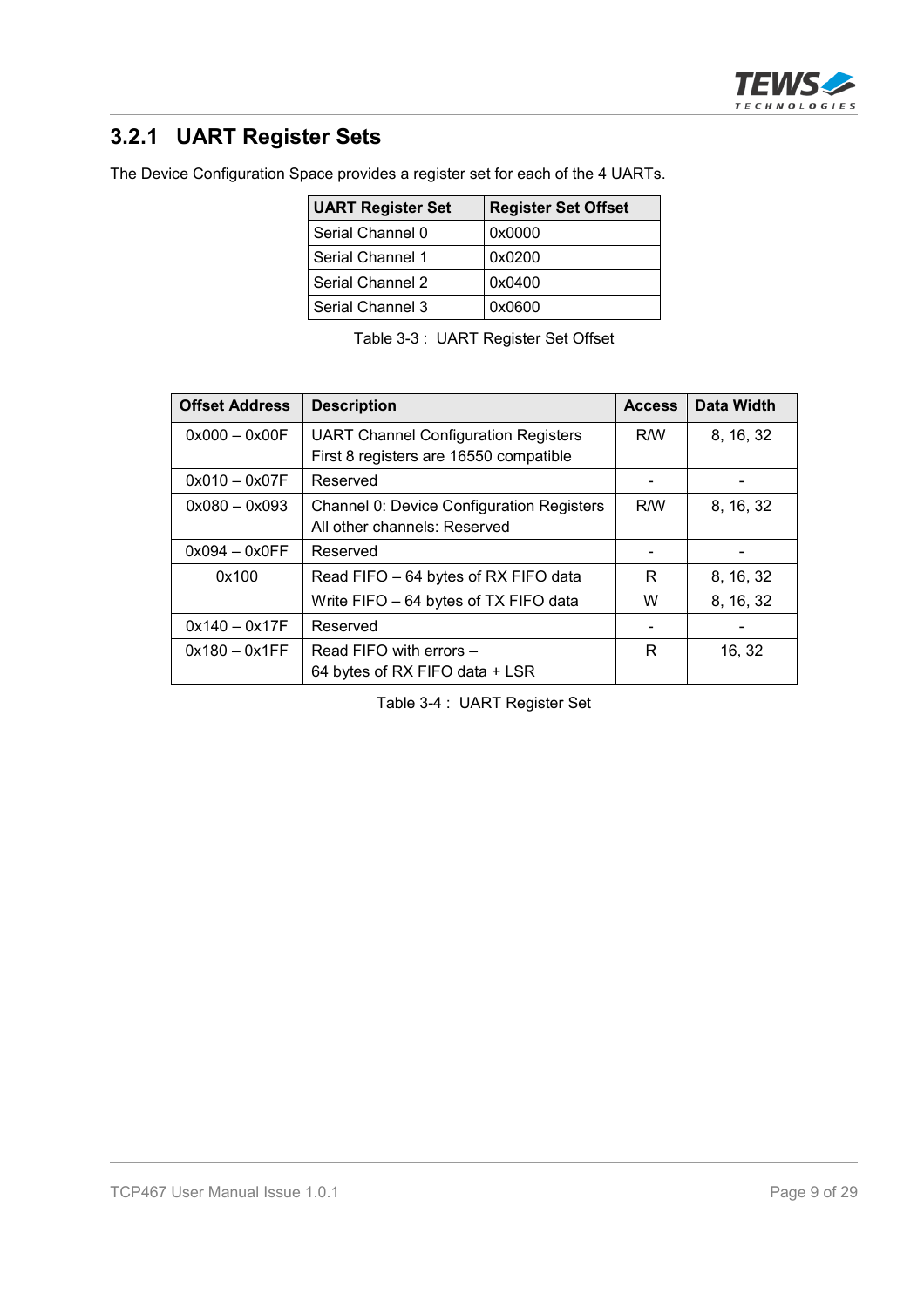### 3.2.1 UART Register Sets

The Device Configuration Space provides a register set for each of the 4 UARTs.

| UART Register Set | Register Set Offset |
|---|---|
| Serial Channel 0 | 0x0000 |
| Serial Channel 1 | 0x0200 |
| Serial Channel 2 | 0x0400 |
| Serial Channel 3 | 0x0600 |

Table 3-3 : UART Register Set Offset

| Offset Address | Description | Access | Data Width |
|---|---|---|---|
| 0x000 – 0x00F | UART Channel Configuration Registers<br>First 8 registers are 16550 compatible | R/W | 8, 16, 32 |
| 0x010 – 0x07F | Reserved | - | - |
| 0x080 – 0x093 | Channel 0: Device Configuration Registers<br>All other channels: Reserved | R/W | 8, 16, 32 |
| 0x094 – 0x0FF | Reserved | - | - |
| 0x100 | Read FIFO – 64 bytes of RX FIFO data | R | 8, 16, 32 |
| | Write FIFO – 64 bytes of TX FIFO data | W | 8, 16, 32 |
| 0x140 – 0x17F | Reserved | - | - |
| 0x180 – 0x1FF | Read FIFO with errors –<br>64 bytes of RX FIFO data + LSR | R | 16, 32 |

Table 3-4 : UART Register Set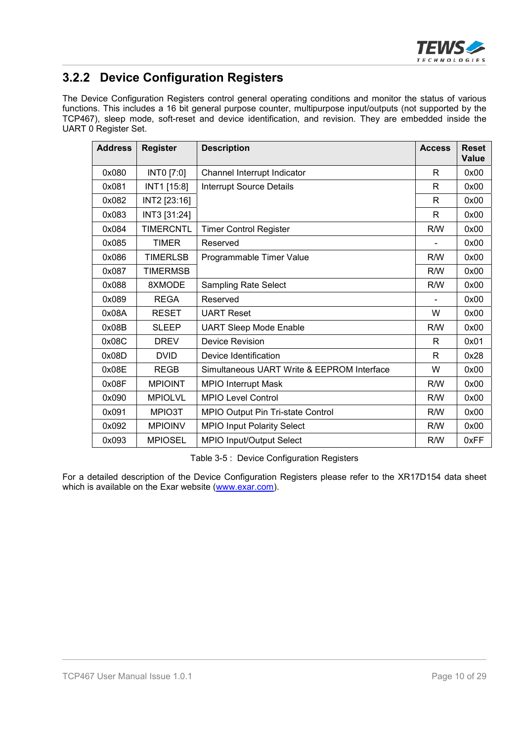### 3.2.2 Device Configuration Registers

The Device Configuration Registers control general operating conditions and monitor the status of various functions. This includes a 16 bit general purpose counter, multipurpose input/outputs (not supported by the TCP467), sleep mode, soft-reset and device identification, and revision. They are embedded inside the UART 0 Register Set.

| Address | Register | Description | Access | Reset Value |
|---|---|---|---|---|
| 0x080 | INT0 [7:0] | Channel Interrupt Indicator | R | 0x00 |
| 0x081 | INT1 [15:8] | Interrupt Source Details | R | 0x00 |
| 0x082 | INT2 [23:16] | | R | 0x00 |
| 0x083 | INT3 [31:24] | | R | 0x00 |
| 0x084 | TIMERCNTL | Timer Control Register | R/W | 0x00 |
| 0x085 | TIMER | Reserved | - | 0x00 |
| 0x086 | TIMERLSB | Programmable Timer Value | R/W | 0x00 |
| 0x087 | TIMERMSB | | R/W | 0x00 |
| 0x088 | 8XMODE | Sampling Rate Select | R/W | 0x00 |
| 0x089 | REGA | Reserved | - | 0x00 |
| 0x08A | RESET | UART Reset | W | 0x00 |
| 0x08B | SLEEP | UART Sleep Mode Enable | R/W | 0x00 |
| 0x08C | DREV | Device Revision | R | 0x01 |
| 0x08D | DVID | Device Identification | R | 0x28 |
| 0x08E | REGB | Simultaneous UART Write & EEPROM Interface | W | 0x00 |
| 0x08F | MPIOINT | MPIO Interrupt Mask | R/W | 0x00 |
| 0x090 | MPIOLVL | MPIO Level Control | R/W | 0x00 |
| 0x091 | MPIO3T | MPIO Output Pin Tri-state Control | R/W | 0x00 |
| 0x092 | MPIOINV | MPIO Input Polarity Select | R/W | 0x00 |
| 0x093 | MPIOSEL | MPIO Input/Output Select | R/W | 0xFF |

Table 3-5 : Device Configuration Registers

For a detailed description of the Device Configuration Registers please refer to the XR17D154 data sheet which is available on the Exar website (www.exar.com).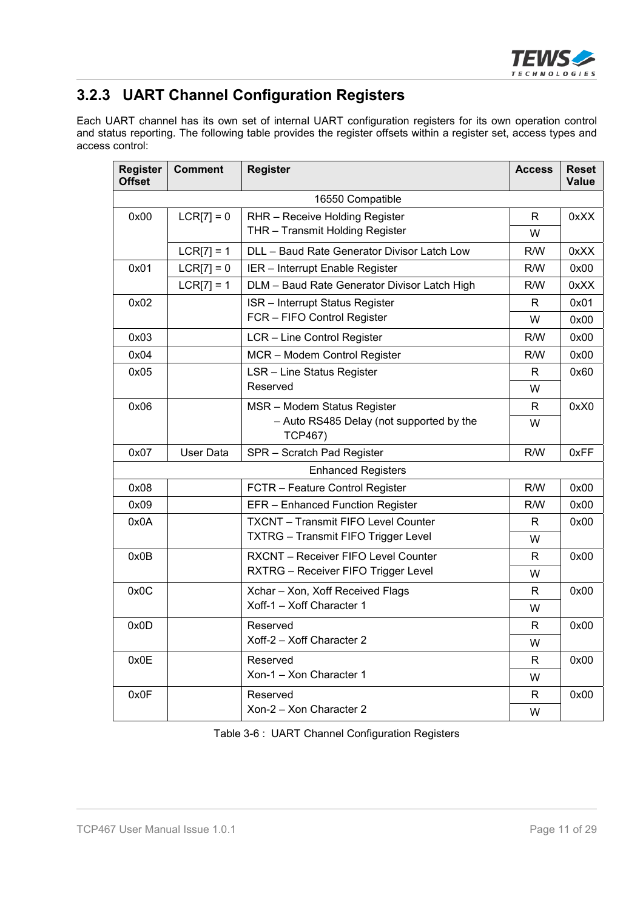### 3.2.3 UART Channel Configuration Registers

Each UART channel has its own set of internal UART configuration registers for its own operation control and status reporting. The following table provides the register offsets within a register set, access types and access control:

| Register Offset | Comment | Register | Access | Reset Value |
|---|---|---|---|---|
| | | 16550 Compatible | | |
| 0x00 | LCR[7] = 0 | RHR – Receive Holding Register | R | 0xXX |
| | | THR – Transmit Holding Register | W | |
| | LCR[7] = 1 | DLL – Baud Rate Generator Divisor Latch Low | R/W | 0xXX |
| 0x01 | LCR[7] = 0 | IER – Interrupt Enable Register | R/W | 0x00 |
| | LCR[7] = 1 | DLM – Baud Rate Generator Divisor Latch High | R/W | 0xXX |
| 0x02 | | ISR – Interrupt Status Register | R | 0x01 |
| | | FCR – FIFO Control Register | W | 0x00 |
| 0x03 | | LCR – Line Control Register | R/W | 0x00 |
| 0x04 | | MCR – Modem Control Register | R/W | 0x00 |
| 0x05 | | LSR – Line Status Register | R | 0x60 |
| | | Reserved | W | |
| 0x06 | | MSR – Modem Status Register | R | 0xX0 |
| | | – Auto RS485 Delay (not supported by the TCP467) | W | |
| 0x07 | User Data | SPR – Scratch Pad Register | R/W | 0xFF |
| | | Enhanced Registers | | |
| 0x08 | | FCTR – Feature Control Register | R/W | 0x00 |
| 0x09 | | EFR – Enhanced Function Register | R/W | 0x00 |
| 0x0A | | TXCNT – Transmit FIFO Level Counter | R | 0x00 |
| | | TXTRG – Transmit FIFO Trigger Level | W | |
| 0x0B | | RXCNT – Receiver FIFO Level Counter | R | 0x00 |
| | | RXTRG – Receiver FIFO Trigger Level | W | |
| 0x0C | | Xchar – Xon, Xoff Received Flags | R | 0x00 |
| | | Xoff-1 – Xoff Character 1 | W | |
| 0x0D | | Reserved | R | 0x00 |
| | | Xoff-2 – Xoff Character 2 | W | |
| 0x0E | | Reserved | R | 0x00 |
| | | Xon-1 – Xon Character 1 | W | |
| 0x0F | | Reserved | R | 0x00 |
| | | Xon-2 – Xon Character 2 | W | |

Table 3-6 : UART Channel Configuration Registers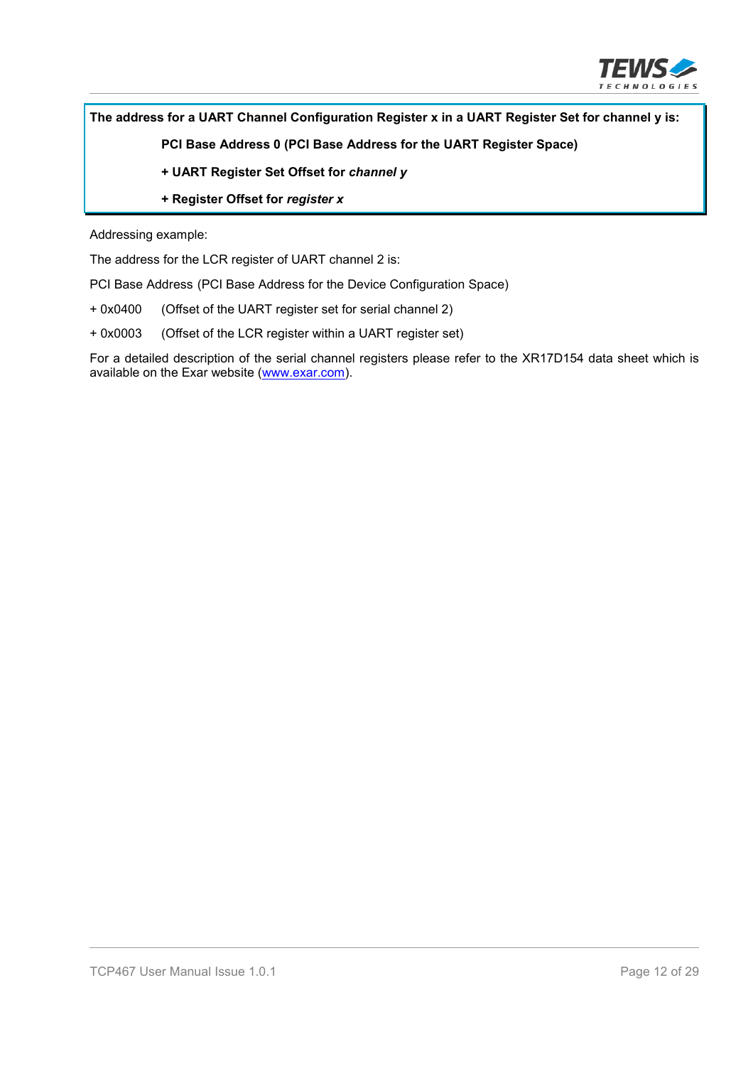**The address for a UART Channel Configuration Register x in a UART Register Set for channel y is:**

**PCI Base Address 0 (PCI Base Address for the UART Register Space)**

**+ UART Register Set Offset for *channel y***

**+ Register Offset for *register x***

Addressing example:

The address for the LCR register of UART channel 2 is:

PCI Base Address (PCI Base Address for the Device Configuration Space)

+ 0x0400 (Offset of the UART register set for serial channel 2)

+ 0x0003 (Offset of the LCR register within a UART register set)

For a detailed description of the serial channel registers please refer to the XR17D154 data sheet which is available on the Exar website (www.exar.com).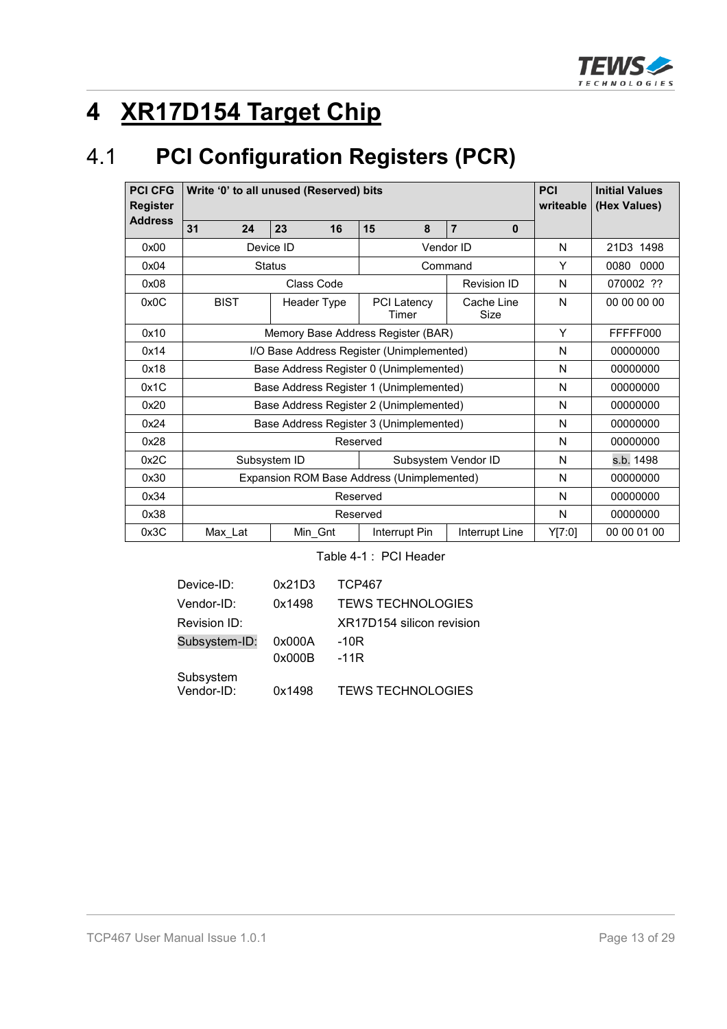# 4 XR17D154 Target Chip

## 4.1 PCI Configuration Registers (PCR)

| PCI CFG Register Address | Write '0' to all unused (Reserved) bits | | | | PCI writeable | Initial Values (Hex Values) |
|---|---|---|---|---|---|---|
| | 31 24 | 23 16 | 15 8 | 7 0 | | |
| 0x00 | Device ID | | Vendor ID | | N | 21D3 1498 |
| 0x04 | Status | | Command | | Y | 0080 0000 |
| 0x08 | Class Code | | | Revision ID | N | 070002 ?? |
| 0x0C | BIST | Header Type | PCI Latency Timer | Cache Line Size | N | 00 00 00 00 |
| 0x10 | Memory Base Address Register (BAR) | | | | Y | FFFFF000 |
| 0x14 | I/O Base Address Register (Unimplemented) | | | | N | 00000000 |
| 0x18 | Base Address Register 0 (Unimplemented) | | | | N | 00000000 |
| 0x1C | Base Address Register 1 (Unimplemented) | | | | N | 00000000 |
| 0x20 | Base Address Register 2 (Unimplemented) | | | | N | 00000000 |
| 0x24 | Base Address Register 3 (Unimplemented) | | | | N | 00000000 |
| 0x28 | Reserved | | | | N | 00000000 |
| 0x2C | Subsystem ID | | Subsystem Vendor ID | | N | s.b. 1498 |
| 0x30 | Expansion ROM Base Address (Unimplemented) | | | | N | 00000000 |
| 0x34 | Reserved | | | | N | 00000000 |
| 0x38 | Reserved | | | | N | 00000000 |
| 0x3C | Max_Lat | Min_Gnt | Interrupt Pin | Interrupt Line | Y[7:0] | 00 00 01 00 |

Table 4-1 : PCI Header

| | | |
|---|---|---|
| Device-ID: | 0x21D3 | TCP467 |
| Vendor-ID: | 0x1498 | TEWS TECHNOLOGIES |
| Revision ID: | | XR17D154 silicon revision |
| Subsystem-ID: | 0x000A | -10R |
| | 0x000B | -11R |
| Subsystem Vendor-ID: | 0x1498 | TEWS TECHNOLOGIES |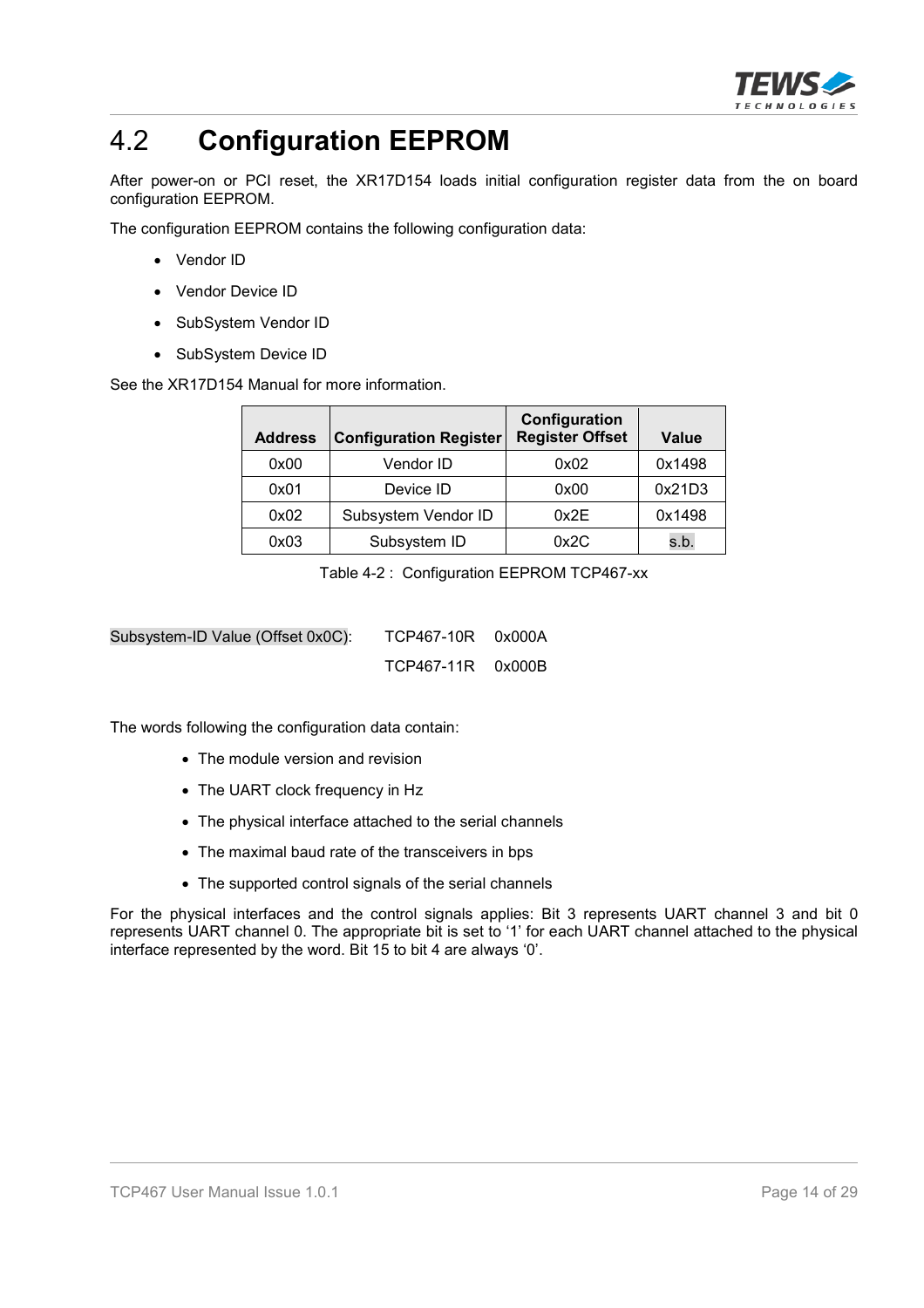## 4.2 Configuration EEPROM

After power-on or PCI reset, the XR17D154 loads initial configuration register data from the on board configuration EEPROM.

The configuration EEPROM contains the following configuration data:

- Vendor ID
- Vendor Device ID
- SubSystem Vendor ID
- SubSystem Device ID

See the XR17D154 Manual for more information.

| Address | Configuration Register | Configuration Register Offset | Value |
|---|---|---|---|
| 0x00 | Vendor ID | 0x02 | 0x1498 |
| 0x01 | Device ID | 0x00 | 0x21D3 |
| 0x02 | Subsystem Vendor ID | 0x2E | 0x1498 |
| 0x03 | Subsystem ID | 0x2C | s.b. |

Table 4-2 : Configuration EEPROM TCP467-xx

Subsystem-ID Value (Offset 0x0C): TCP467-10R 0x000A

TCP467-11R 0x000B

The words following the configuration data contain:

- The module version and revision
- The UART clock frequency in Hz
- The physical interface attached to the serial channels
- The maximal baud rate of the transceivers in bps
- The supported control signals of the serial channels

For the physical interfaces and the control signals applies: Bit 3 represents UART channel 3 and bit 0 represents UART channel 0. The appropriate bit is set to '1' for each UART channel attached to the physical interface represented by the word. Bit 15 to bit 4 are always '0'.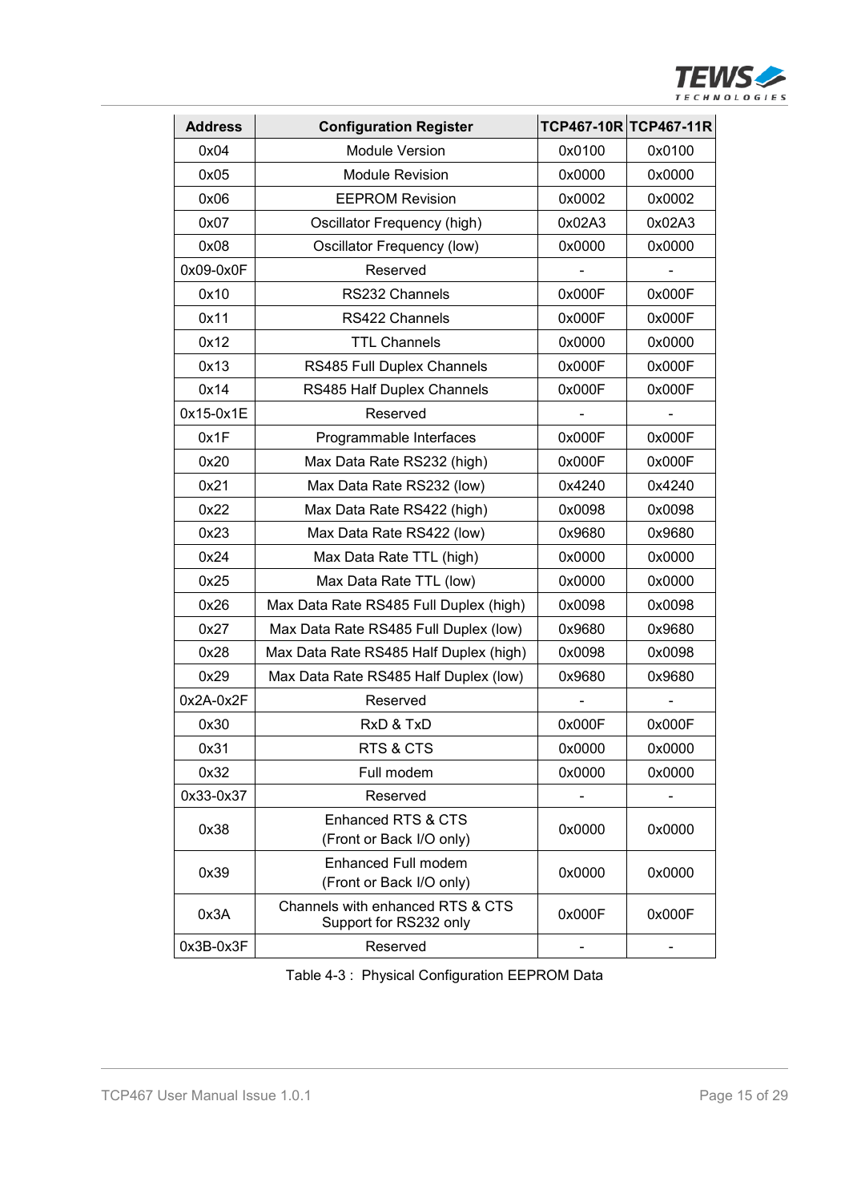| Address | Configuration Register | TCP467-10R | TCP467-11R |
|---|---|---|---|
| 0x04 | Module Version | 0x0100 | 0x0100 |
| 0x05 | Module Revision | 0x0000 | 0x0000 |
| 0x06 | EEPROM Revision | 0x0002 | 0x0002 |
| 0x07 | Oscillator Frequency (high) | 0x02A3 | 0x02A3 |
| 0x08 | Oscillator Frequency (low) | 0x0000 | 0x0000 |
| 0x09-0x0F | Reserved | - | - |
| 0x10 | RS232 Channels | 0x000F | 0x000F |
| 0x11 | RS422 Channels | 0x000F | 0x000F |
| 0x12 | TTL Channels | 0x0000 | 0x0000 |
| 0x13 | RS485 Full Duplex Channels | 0x000F | 0x000F |
| 0x14 | RS485 Half Duplex Channels | 0x000F | 0x000F |
| 0x15-0x1E | Reserved | - | - |
| 0x1F | Programmable Interfaces | 0x000F | 0x000F |
| 0x20 | Max Data Rate RS232 (high) | 0x000F | 0x000F |
| 0x21 | Max Data Rate RS232 (low) | 0x4240 | 0x4240 |
| 0x22 | Max Data Rate RS422 (high) | 0x0098 | 0x0098 |
| 0x23 | Max Data Rate RS422 (low) | 0x9680 | 0x9680 |
| 0x24 | Max Data Rate TTL (high) | 0x0000 | 0x0000 |
| 0x25 | Max Data Rate TTL (low) | 0x0000 | 0x0000 |
| 0x26 | Max Data Rate RS485 Full Duplex (high) | 0x0098 | 0x0098 |
| 0x27 | Max Data Rate RS485 Full Duplex (low) | 0x9680 | 0x9680 |
| 0x28 | Max Data Rate RS485 Half Duplex (high) | 0x0098 | 0x0098 |
| 0x29 | Max Data Rate RS485 Half Duplex (low) | 0x9680 | 0x9680 |
| 0x2A-0x2F | Reserved | - | - |
| 0x30 | RxD & TxD | 0x000F | 0x000F |
| 0x31 | RTS & CTS | 0x0000 | 0x0000 |
| 0x32 | Full modem | 0x0000 | 0x0000 |
| 0x33-0x37 | Reserved | - | - |
| 0x38 | Enhanced RTS & CTS (Front or Back I/O only) | 0x0000 | 0x0000 |
| 0x39 | Enhanced Full modem (Front or Back I/O only) | 0x0000 | 0x0000 |
| 0x3A | Channels with enhanced RTS & CTS Support for RS232 only | 0x000F | 0x000F |
| 0x3B-0x3F | Reserved | - | - |

Table 4-3 : Physical Configuration EEPROM Data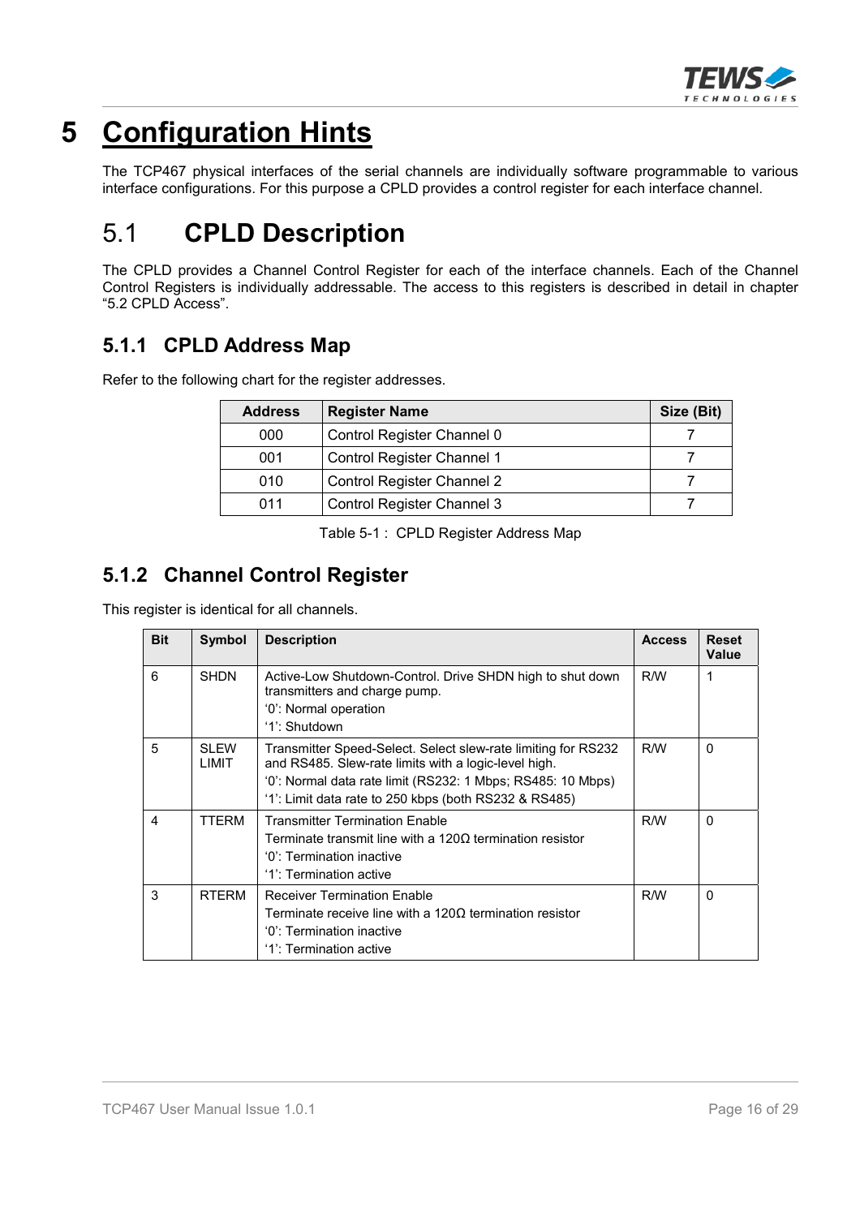# 5 Configuration Hints

The TCP467 physical interfaces of the serial channels are individually software programmable to various interface configurations. For this purpose a CPLD provides a control register for each interface channel.

## 5.1 CPLD Description

The CPLD provides a Channel Control Register for each of the interface channels. Each of the Channel Control Registers is individually addressable. The access to this registers is described in detail in chapter "5.2 CPLD Access".

### 5.1.1 CPLD Address Map

Refer to the following chart for the register addresses.

| Address | Register Name | Size (Bit) |
|---|---|---|
| 000 | Control Register Channel 0 | 7 |
| 001 | Control Register Channel 1 | 7 |
| 010 | Control Register Channel 2 | 7 |
| 011 | Control Register Channel 3 | 7 |

Table 5-1 : CPLD Register Address Map

### 5.1.2 Channel Control Register

This register is identical for all channels.

| Bit | Symbol | Description | Access | Reset Value |
|---|---|---|---|---|
| 6 | SHDN | Active-Low Shutdown-Control. Drive SHDN high to shut down transmitters and charge pump.<br>'0': Normal operation<br>'1': Shutdown | R/W | 1 |
| 5 | SLEW LIMIT | Transmitter Speed-Select. Select slew-rate limiting for RS232 and RS485. Slew-rate limits with a logic-level high.<br>'0': Normal data rate limit (RS232: 1 Mbps; RS485: 10 Mbps)<br>'1': Limit data rate to 250 kbps (both RS232 & RS485) | R/W | 0 |
| 4 | TTERM | Transmitter Termination Enable<br>Terminate transmit line with a 120Ω termination resistor<br>'0': Termination inactive<br>'1': Termination active | R/W | 0 |
| 3 | RTERM | Receiver Termination Enable<br>Terminate receive line with a 120Ω termination resistor<br>'0': Termination inactive<br>'1': Termination active | R/W | 0 |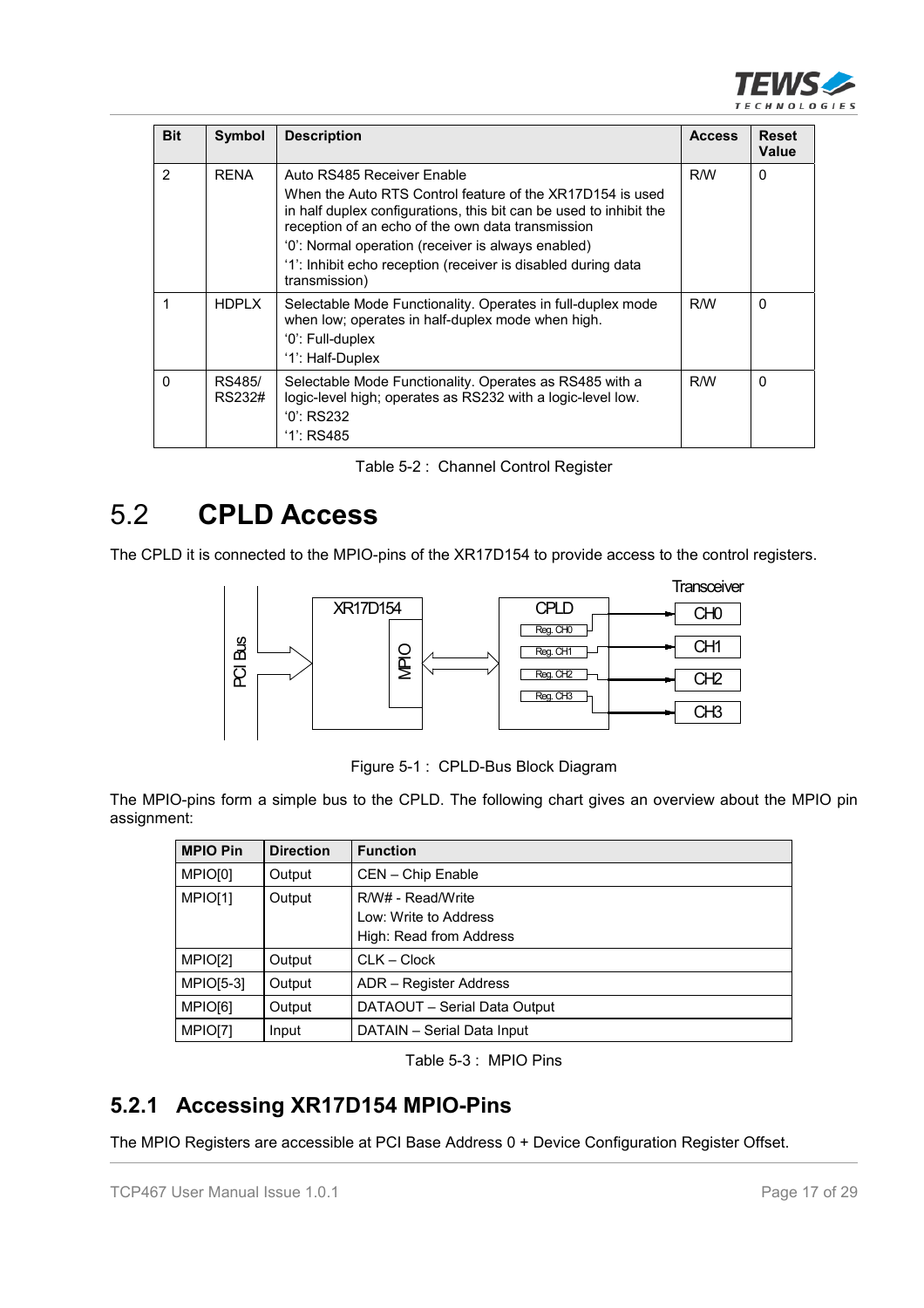| Bit | Symbol | Description | Access | Reset Value |
|---|---|---|---|---|
| 2 | RENA | Auto RS485 Receiver Enable<br>When the Auto RTS Control feature of the XR17D154 is used in half duplex configurations, this bit can be used to inhibit the reception of an echo of the own data transmission<br>'0': Normal operation (receiver is always enabled)<br>'1': Inhibit echo reception (receiver is disabled during data transmission) | R/W | 0 |
| 1 | HDPLX | Selectable Mode Functionality. Operates in full-duplex mode when low; operates in half-duplex mode when high.<br>'0': Full-duplex<br>'1': Half-Duplex | R/W | 0 |
| 0 | RS485/ RS232# | Selectable Mode Functionality. Operates as RS485 with a logic-level high; operates as RS232 with a logic-level low.<br>'0': RS232<br>'1': RS485 | R/W | 0 |

Table 5-2 : Channel Control Register

## 5.2 CPLD Access

The CPLD it is connected to the MPIO-pins of the XR17D154 to provide access to the control registers.

Figure 5-1 : CPLD-Bus Block Diagram

The MPIO-pins form a simple bus to the CPLD. The following chart gives an overview about the MPIO pin assignment:

| MPIO Pin | Direction | Function |
|---|---|---|
| MPIO[0] | Output | CEN – Chip Enable |
| MPIO[1] | Output | R/W# - Read/Write<br>Low: Write to Address<br>High: Read from Address |
| MPIO[2] | Output | CLK – Clock |
| MPIO[5-3] | Output | ADR – Register Address |
| MPIO[6] | Output | DATAOUT – Serial Data Output |
| MPIO[7] | Input | DATAIN – Serial Data Input |

Table 5-3 : MPIO Pins

### 5.2.1 Accessing XR17D154 MPIO-Pins

The MPIO Registers are accessible at PCI Base Address 0 + Device Configuration Register Offset.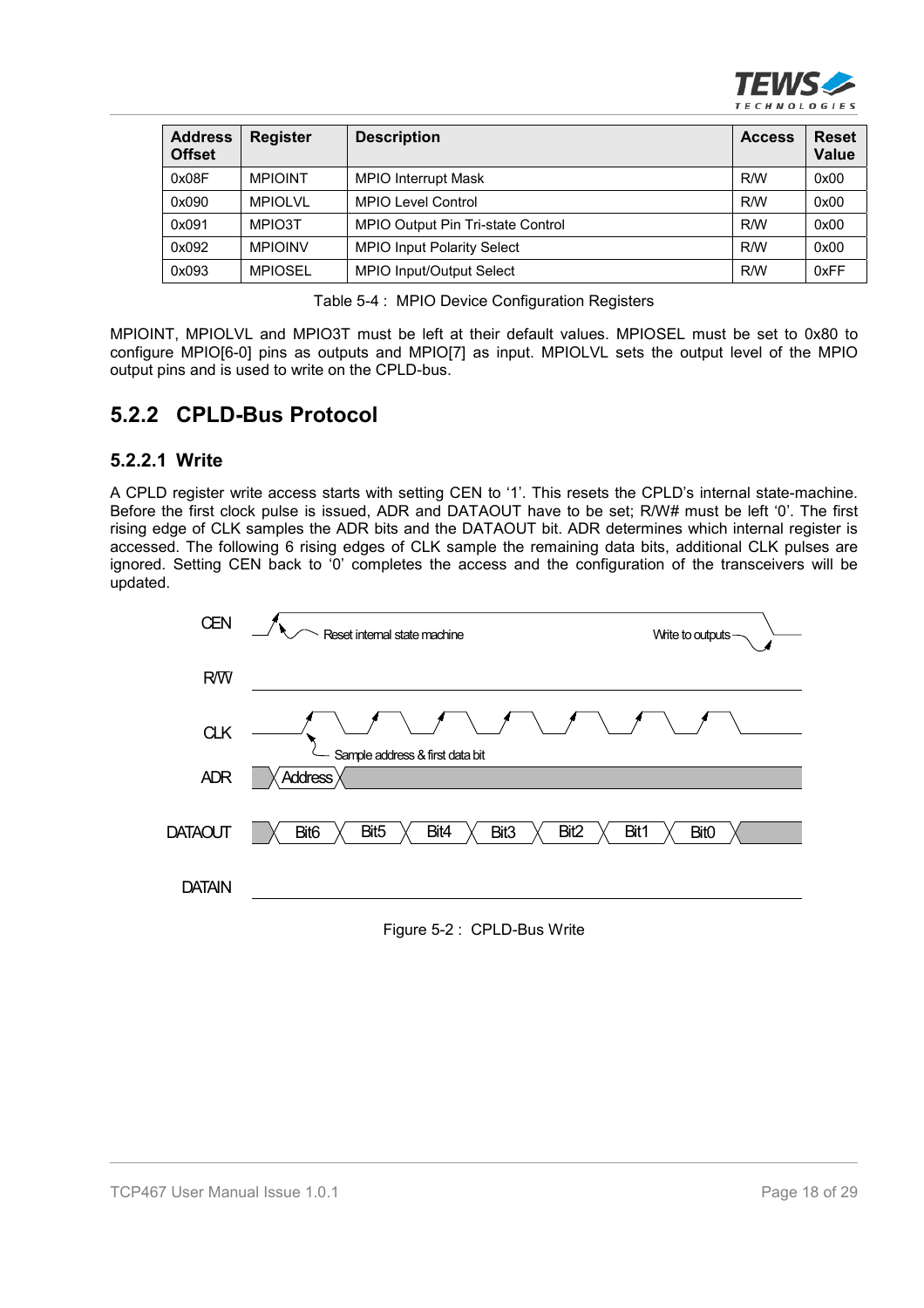| Address Offset | Register | Description | Access | Reset Value |
|---|---|---|---|---|
| 0x08F | MPIOINT | MPIO Interrupt Mask | R/W | 0x00 |
| 0x090 | MPIOLVL | MPIO Level Control | R/W | 0x00 |
| 0x091 | MPIO3T | MPIO Output Pin Tri-state Control | R/W | 0x00 |
| 0x092 | MPIOINV | MPIO Input Polarity Select | R/W | 0x00 |
| 0x093 | MPIOSEL | MPIO Input/Output Select | R/W | 0xFF |

Table 5-4 : MPIO Device Configuration Registers

MPIOINT, MPIOLVL and MPIO3T must be left at their default values. MPIOSEL must be set to 0x80 to configure MPIO[6-0] pins as outputs and MPIO[7] as input. MPIOLVL sets the output level of the MPIO output pins and is used to write on the CPLD-bus.

## 5.2.2 CPLD-Bus Protocol

### 5.2.2.1 Write

A CPLD register write access starts with setting CEN to '1'. This resets the CPLD's internal state-machine. Before the first clock pulse is issued, ADR and DATAOUT have to be set; R/W# must be left '0'. The first rising edge of CLK samples the ADR bits and the DATAOUT bit. ADR determines which internal register is accessed. The following 6 rising edges of CLK sample the remaining data bits, additional CLK pulses are ignored. Setting CEN back to '0' completes the access and the configuration of the transceivers will be updated.

Figure 5-2 : CPLD-Bus Write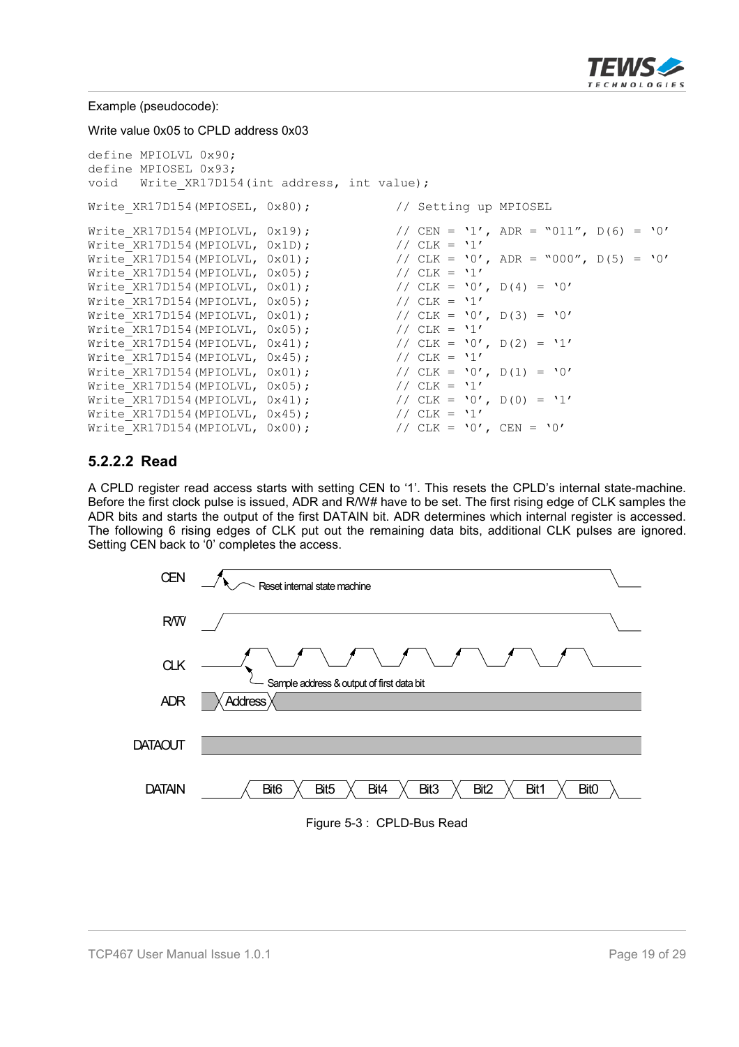Example (pseudocode):

Write value 0x05 to CPLD address 0x03

```
define MPIOLVL 0x90;
define MPIOSEL 0x93;
void   Write_XR17D154(int address, int value);

Write_XR17D154(MPIOSEL, 0x80);          // Setting up MPIOSEL

Write_XR17D154(MPIOLVL, 0x19);          // CEN = '1', ADR = "011", D(6) = '0'
Write_XR17D154(MPIOLVL, 0x1D);          // CLK = '1'
Write_XR17D154(MPIOLVL, 0x01);          // CLK = '0', ADR = "000", D(5) = '0'
Write_XR17D154(MPIOLVL, 0x05);          // CLK = '1'
Write_XR17D154(MPIOLVL, 0x01);          // CLK = '0', D(4) = '0'
Write_XR17D154(MPIOLVL, 0x05);          // CLK = '1'
Write_XR17D154(MPIOLVL, 0x01);          // CLK = '0', D(3) = '0'
Write_XR17D154(MPIOLVL, 0x05);          // CLK = '1'
Write_XR17D154(MPIOLVL, 0x41);          // CLK = '0', D(2) = '1'
Write_XR17D154(MPIOLVL, 0x45);          // CLK = '1'
Write_XR17D154(MPIOLVL, 0x01);          // CLK = '0', D(1) = '0'
Write_XR17D154(MPIOLVL, 0x05);          // CLK = '1'
Write_XR17D154(MPIOLVL, 0x41);          // CLK = '0', D(0) = '1'
Write_XR17D154(MPIOLVL, 0x45);          // CLK = '1'
Write_XR17D154(MPIOLVL, 0x00);          // CLK = '0', CEN = '0'
```

### 5.2.2.2 Read

A CPLD register read access starts with setting CEN to '1'. This resets the CPLD's internal state-machine. Before the first clock pulse is issued, ADR and R/W# have to be set. The first rising edge of CLK samples the ADR bits and starts the output of the first DATAIN bit. ADR determines which internal register is accessed. The following 6 rising edges of CLK put out the remaining data bits, additional CLK pulses are ignored. Setting CEN back to '0' completes the access.

Figure 5-3 : CPLD-Bus Read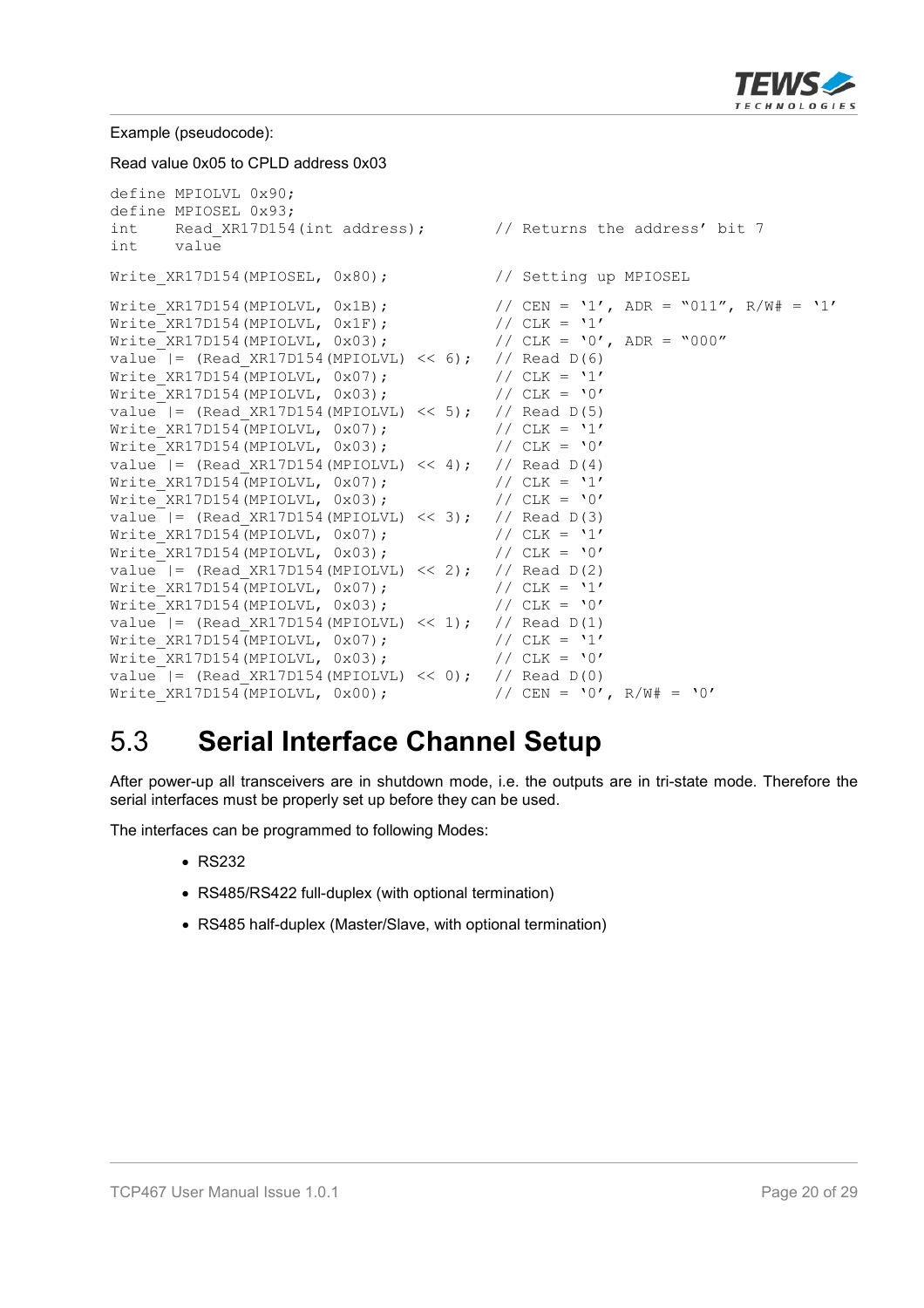Example (pseudocode):

Read value 0x05 to CPLD address 0x03

```
define MPIOLVL 0x90;
define MPIOSEL 0x93;
int     Read_XR17D154(int address);        // Returns the address' bit 7
int     value

Write_XR17D154(MPIOSEL, 0x80);             // Setting up MPIOSEL

Write_XR17D154(MPIOLVL, 0x1B);             // CEN = '1', ADR = "011", R/W# = '1'
Write_XR17D154(MPIOLVL, 0x1F);             // CLK = '1'
Write_XR17D154(MPIOLVL, 0x03);             // CLK = '0', ADR = "000"
value |= (Read_XR17D154(MPIOLVL) << 6);    // Read D(6)
Write_XR17D154(MPIOLVL, 0x07);             // CLK = '1'
Write_XR17D154(MPIOLVL, 0x03);             // CLK = '0'
value |= (Read_XR17D154(MPIOLVL) << 5);    // Read D(5)
Write_XR17D154(MPIOLVL, 0x07);             // CLK = '1'
Write_XR17D154(MPIOLVL, 0x03);             // CLK = '0'
value |= (Read_XR17D154(MPIOLVL) << 4);    // Read D(4)
Write_XR17D154(MPIOLVL, 0x07);             // CLK = '1'
Write_XR17D154(MPIOLVL, 0x03);             // CLK = '0'
value |= (Read_XR17D154(MPIOLVL) << 3);    // Read D(3)
Write_XR17D154(MPIOLVL, 0x07);             // CLK = '1'
Write_XR17D154(MPIOLVL, 0x03);             // CLK = '0'
value |= (Read_XR17D154(MPIOLVL) << 2);    // Read D(2)
Write_XR17D154(MPIOLVL, 0x07);             // CLK = '1'
Write_XR17D154(MPIOLVL, 0x03);             // CLK = '0'
value |= (Read_XR17D154(MPIOLVL) << 1);    // Read D(1)
Write_XR17D154(MPIOLVL, 0x07);             // CLK = '1'
Write_XR17D154(MPIOLVL, 0x03);             // CLK = '0'
value |= (Read_XR17D154(MPIOLVL) << 0);    // Read D(0)
Write_XR17D154(MPIOLVL, 0x00);             // CEN = '0', R/W# = '0'
```

## 5.3 Serial Interface Channel Setup

After power-up all transceivers are in shutdown mode, i.e. the outputs are in tri-state mode. Therefore the serial interfaces must be properly set up before they can be used.

The interfaces can be programmed to following Modes:

- RS232
- RS485/RS422 full-duplex (with optional termination)
- RS485 half-duplex (Master/Slave, with optional termination)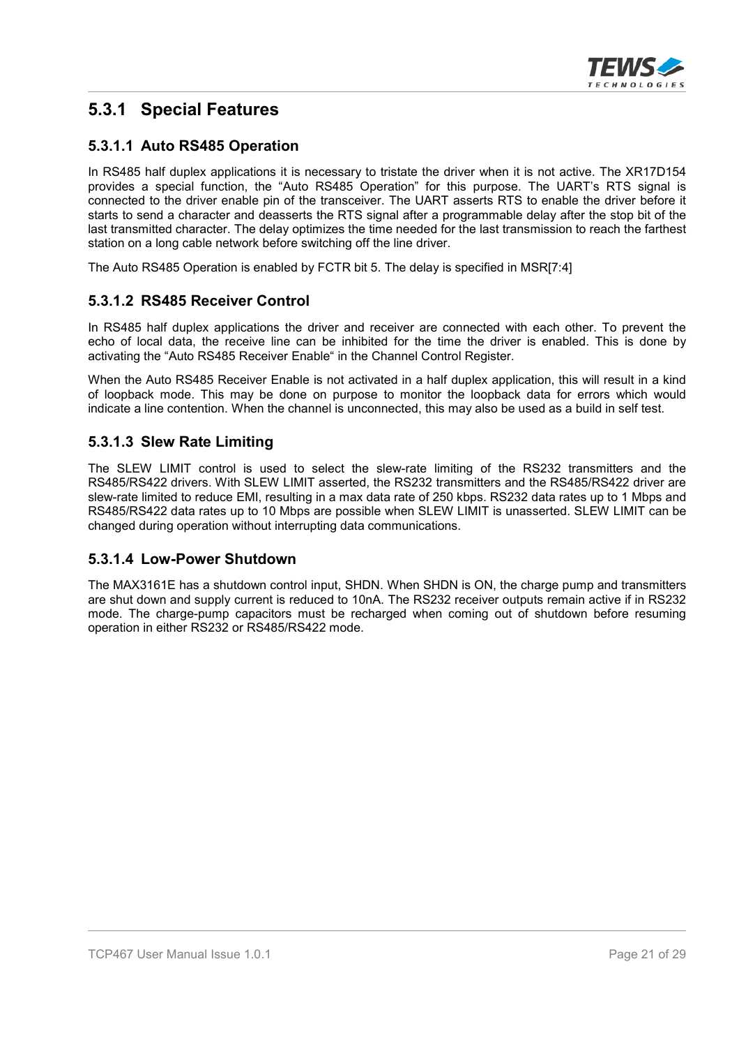## 5.3.1 Special Features

### 5.3.1.1 Auto RS485 Operation

In RS485 half duplex applications it is necessary to tristate the driver when it is not active. The XR17D154 provides a special function, the “Auto RS485 Operation” for this purpose. The UART’s RTS signal is connected to the driver enable pin of the transceiver. The UART asserts RTS to enable the driver before it starts to send a character and deasserts the RTS signal after a programmable delay after the stop bit of the last transmitted character. The delay optimizes the time needed for the last transmission to reach the farthest station on a long cable network before switching off the line driver.

The Auto RS485 Operation is enabled by FCTR bit 5. The delay is specified in MSR[7:4]

### 5.3.1.2 RS485 Receiver Control

In RS485 half duplex applications the driver and receiver are connected with each other. To prevent the echo of local data, the receive line can be inhibited for the time the driver is enabled. This is done by activating the “Auto RS485 Receiver Enable“ in the Channel Control Register.

When the Auto RS485 Receiver Enable is not activated in a half duplex application, this will result in a kind of loopback mode. This may be done on purpose to monitor the loopback data for errors which would indicate a line contention. When the channel is unconnected, this may also be used as a build in self test.

### 5.3.1.3 Slew Rate Limiting

The SLEW LIMIT control is used to select the slew-rate limiting of the RS232 transmitters and the RS485/RS422 drivers. With SLEW LIMIT asserted, the RS232 transmitters and the RS485/RS422 driver are slew-rate limited to reduce EMI, resulting in a max data rate of 250 kbps. RS232 data rates up to 1 Mbps and RS485/RS422 data rates up to 10 Mbps are possible when SLEW LIMIT is unasserted. SLEW LIMIT can be changed during operation without interrupting data communications.

### 5.3.1.4 Low-Power Shutdown

The MAX3161E has a shutdown control input, SHDN. When SHDN is ON, the charge pump and transmitters are shut down and supply current is reduced to 10nA. The RS232 receiver outputs remain active if in RS232 mode. The charge-pump capacitors must be recharged when coming out of shutdown before resuming operation in either RS232 or RS485/RS422 mode.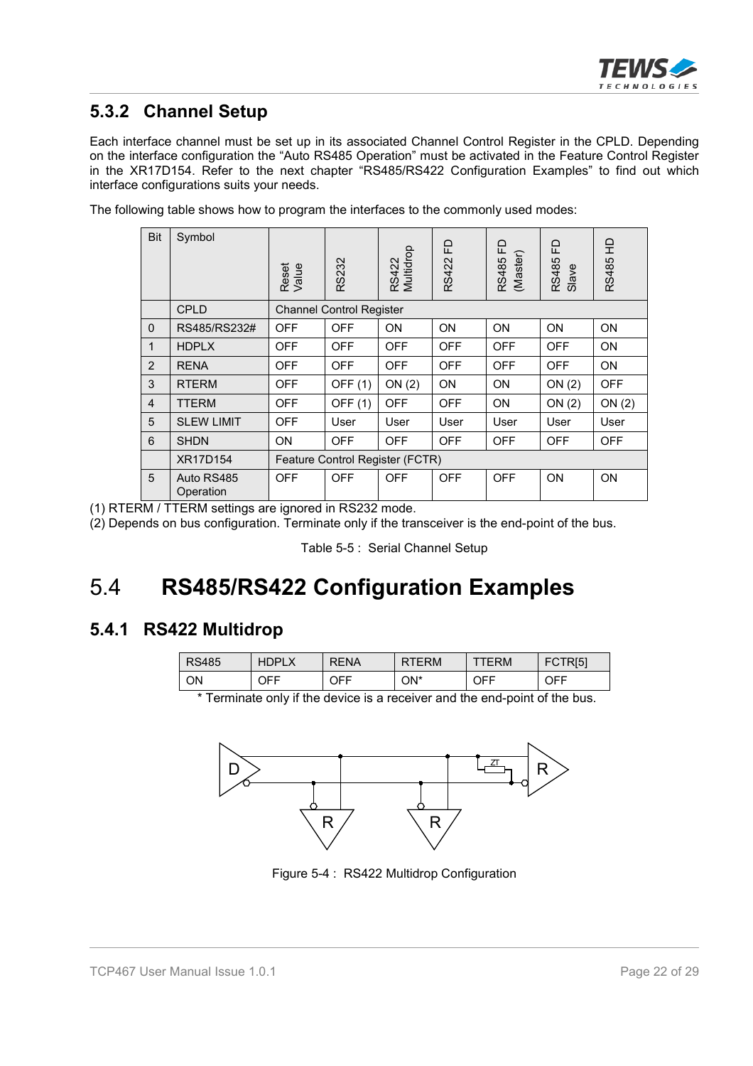### 5.3.2 Channel Setup

Each interface channel must be set up in its associated Channel Control Register in the CPLD. Depending on the interface configuration the "Auto RS485 Operation" must be activated in the Feature Control Register in the XR17D154. Refer to the next chapter "RS485/RS422 Configuration Examples" to find out which interface configurations suits your needs.

The following table shows how to program the interfaces to the commonly used modes:

| Bit | Symbol | Reset Value | RS232 | RS422 Multidrop | RS422 FD | RS485 FD (Master) | RS485 FD Slave | RS485 HD |
|---|---|---|---|---|---|---|---|---|
| | CPLD | Channel Control Register | | | | | | |
| 0 | RS485/RS232# | OFF | OFF | ON | ON | ON | ON | ON |
| 1 | HDPLX | OFF | OFF | OFF | OFF | OFF | OFF | ON |
| 2 | RENA | OFF | OFF | OFF | OFF | OFF | OFF | ON |
| 3 | RTERM | OFF | OFF (1) | ON (2) | ON | ON | ON (2) | OFF |
| 4 | TTERM | OFF | OFF (1) | OFF | OFF | ON | ON (2) | ON (2) |
| 5 | SLEW LIMIT | OFF | User | User | User | User | User | User |
| 6 | SHDN | ON | OFF | OFF | OFF | OFF | OFF | OFF |
| | XR17D154 | Feature Control Register (FCTR) | | | | | | |
| 5 | Auto RS485 Operation | OFF | OFF | OFF | OFF | OFF | ON | ON |

(1) RTERM / TTERM settings are ignored in RS232 mode.
(2) Depends on bus configuration. Terminate only if the transceiver is the end-point of the bus.

Table 5-5 : Serial Channel Setup

# 5.4 RS485/RS422 Configuration Examples

### 5.4.1 RS422 Multidrop

| RS485 | HDPLX | RENA | RTERM | TTERM | FCTR[5] |
|---|---|---|---|---|---|
| ON | OFF | OFF | ON* | OFF | OFF |

* Terminate only if the device is a receiver and the end-point of the bus.

Figure 5-4 : RS422 Multidrop Configuration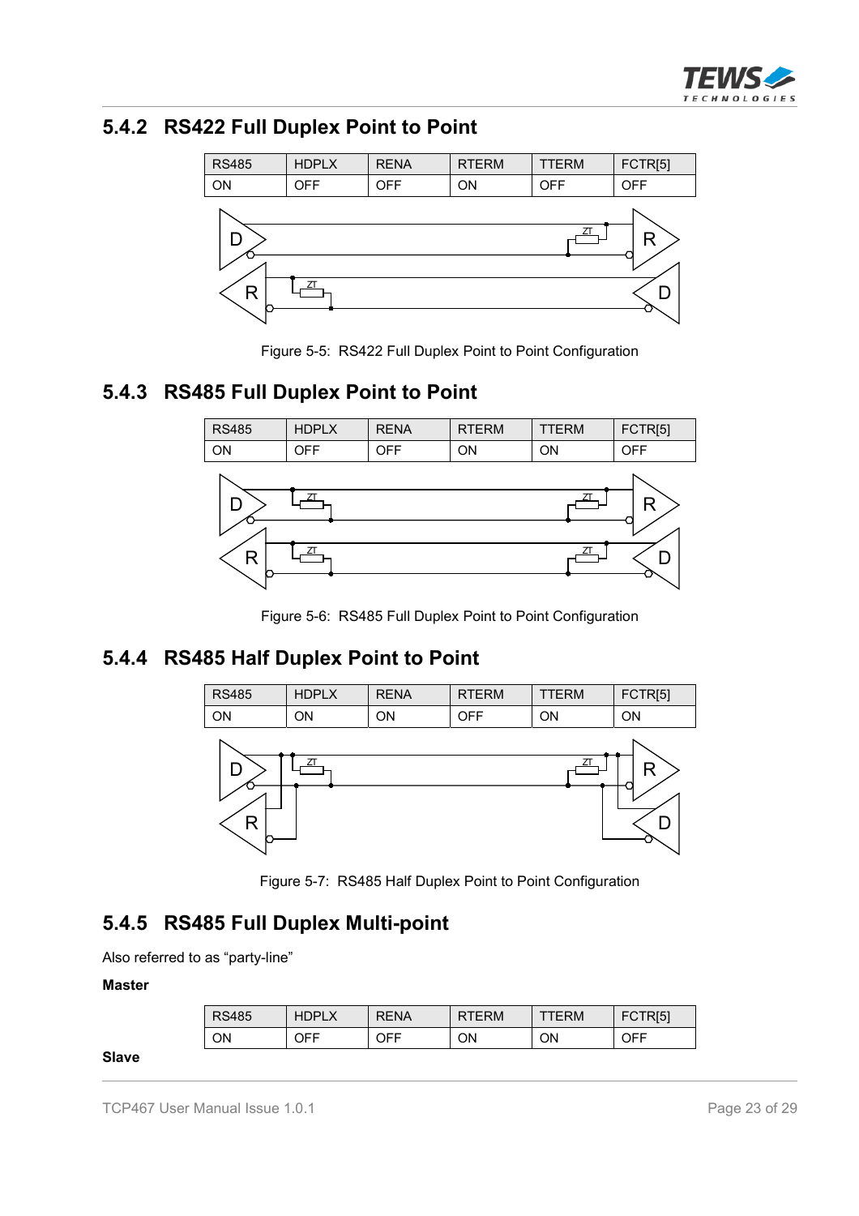### 5.4.2 RS422 Full Duplex Point to Point

| RS485 | HDPLX | RENA | RTERM | TTERM | FCTR[5] |
|---|---|---|---|---|---|
| ON | OFF | OFF | ON | OFF | OFF |

Figure 5-5: RS422 Full Duplex Point to Point Configuration

### 5.4.3 RS485 Full Duplex Point to Point

| RS485 | HDPLX | RENA | RTERM | TTERM | FCTR[5] |
|---|---|---|---|---|---|
| ON | OFF | OFF | ON | ON | OFF |

Figure 5-6: RS485 Full Duplex Point to Point Configuration

### 5.4.4 RS485 Half Duplex Point to Point

| RS485 | HDPLX | RENA | RTERM | TTERM | FCTR[5] |
|---|---|---|---|---|---|
| ON | ON | ON | OFF | ON | ON |

Figure 5-7: RS485 Half Duplex Point to Point Configuration

### 5.4.5 RS485 Full Duplex Multi-point

Also referred to as "party-line"

**Master**

| RS485 | HDPLX | RENA | RTERM | TTERM | FCTR[5] |
|---|---|---|---|---|---|
| ON | OFF | OFF | ON | ON | OFF |

**Slave**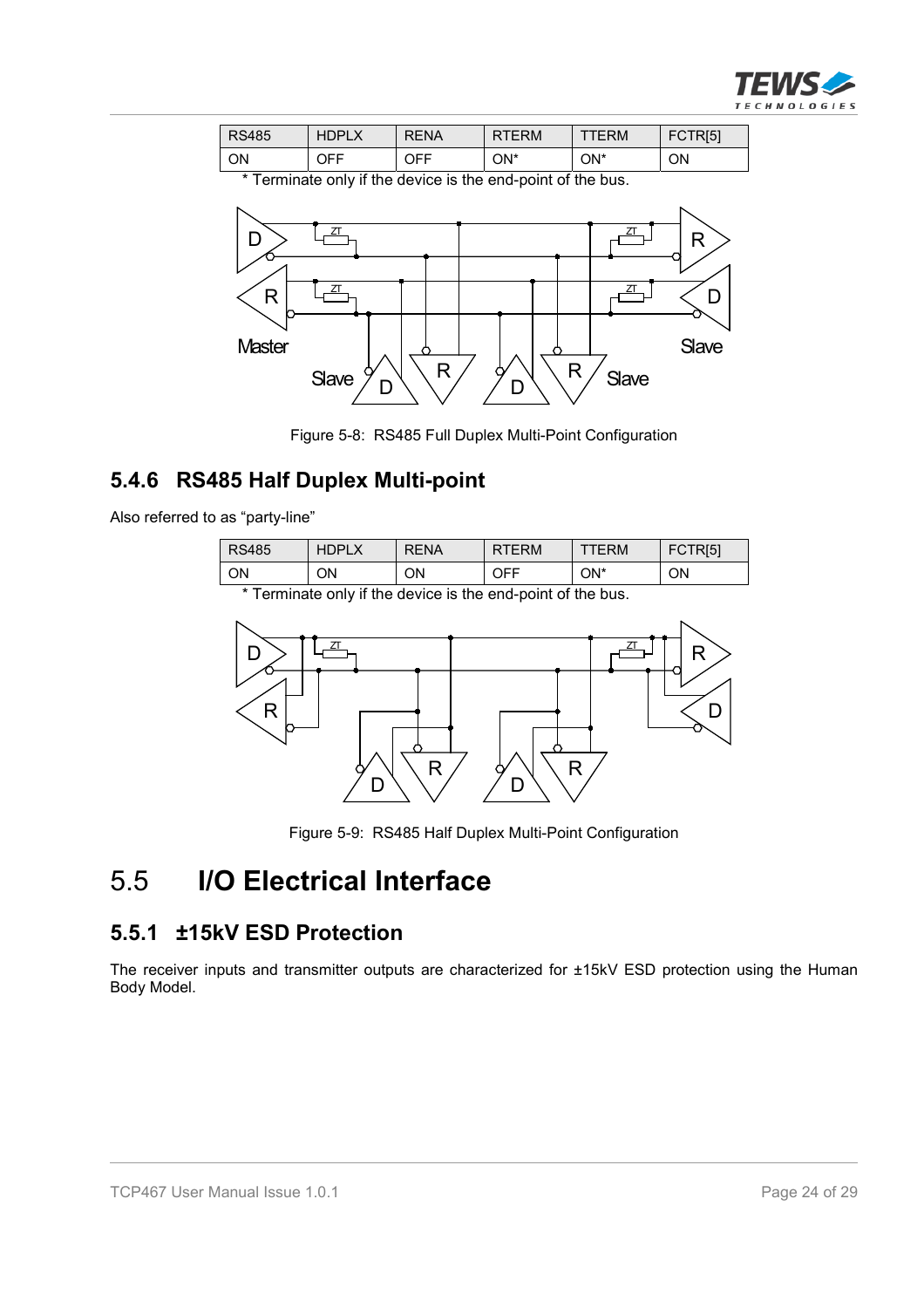| RS485 | HDPLX | RENA | RTERM | TTERM | FCTR[5] |
| --- | --- | --- | --- | --- | --- |
| ON | OFF | OFF | ON* | ON* | ON |

\* Terminate only if the device is the end-point of the bus.

Figure 5-8: RS485 Full Duplex Multi-Point Configuration

### 5.4.6 RS485 Half Duplex Multi-point

Also referred to as "party-line"

| RS485 | HDPLX | RENA | RTERM | TTERM | FCTR[5] |
| --- | --- | --- | --- | --- | --- |
| ON | ON | ON | OFF | ON* | ON |

\* Terminate only if the device is the end-point of the bus.

Figure 5-9: RS485 Half Duplex Multi-Point Configuration

## 5.5 I/O Electrical Interface

### 5.5.1 ±15kV ESD Protection

The receiver inputs and transmitter outputs are characterized for ±15kV ESD protection using the Human Body Model.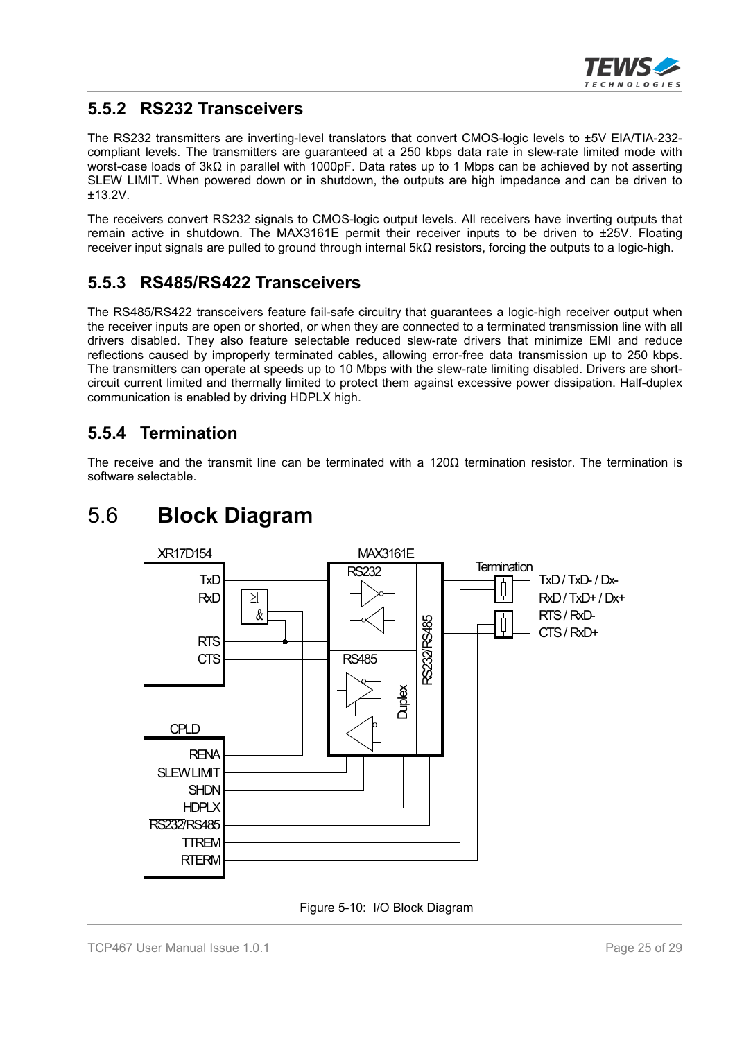### 5.5.2 RS232 Transceivers

The RS232 transmitters are inverting-level translators that convert CMOS-logic levels to ±5V EIA/TIA-232-compliant levels. The transmitters are guaranteed at a 250 kbps data rate in slew-rate limited mode with worst-case loads of 3kΩ in parallel with 1000pF. Data rates up to 1 Mbps can be achieved by not asserting SLEW LIMIT. When powered down or in shutdown, the outputs are high impedance and can be driven to ±13.2V.

The receivers convert RS232 signals to CMOS-logic output levels. All receivers have inverting outputs that remain active in shutdown. The MAX3161E permit their receiver inputs to be driven to ±25V. Floating receiver input signals are pulled to ground through internal 5kΩ resistors, forcing the outputs to a logic-high.

### 5.5.3 RS485/RS422 Transceivers

The RS485/RS422 transceivers feature fail-safe circuitry that guarantees a logic-high receiver output when the receiver inputs are open or shorted, or when they are connected to a terminated transmission line with all drivers disabled. They also feature selectable reduced slew-rate drivers that minimize EMI and reduce reflections caused by improperly terminated cables, allowing error-free data transmission up to 250 kbps. The transmitters can operate at speeds up to 10 Mbps with the slew-rate limiting disabled. Drivers are short-circuit current limited and thermally limited to protect them against excessive power dissipation. Half-duplex communication is enabled by driving HDPLX high.

### 5.5.4 Termination

The receive and the transmit line can be terminated with a 120Ω termination resistor. The termination is software selectable.

## 5.6 Block Diagram

XR17D154: TxD, RxD, RTS, CTS
CPLD: RENA, SLEWLIMIT, SHDN, HDPLX, RS232/RS485, TTREM, RTERM
MAX3161E: RS232, RS485, Duplex, RS232/RS485
Termination: TxD / TxD- / Dx-, RxD / TxD+ / Dx+, RTS / RxD-, CTS / RxD+

Figure 5-10: I/O Block Diagram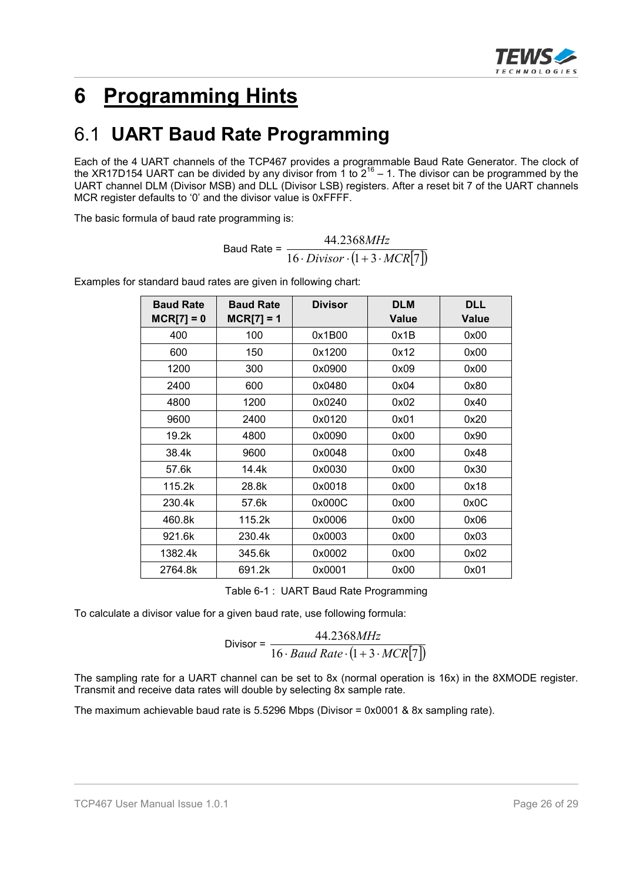# 6 Programming Hints

## 6.1 UART Baud Rate Programming

Each of the 4 UART channels of the TCP467 provides a programmable Baud Rate Generator. The clock of the XR17D154 UART can be divided by any divisor from 1 to $2^{16} - 1$. The divisor can be programmed by the UART channel DLM (Divisor MSB) and DLL (Divisor LSB) registers. After a reset bit 7 of the UART channels MCR register defaults to '0' and the divisor value is 0xFFFF.

The basic formula of baud rate programming is:

$$\text{Baud Rate} = \frac{44.2368MHz}{16 \cdot Divisor \cdot (1 + 3 \cdot MCR[7])}$$

Examples for standard baud rates are given in following chart:

| Baud Rate MCR[7] = 0 | Baud Rate MCR[7] = 1 | Divisor | DLM Value | DLL Value |
|---|---|---|---|---|
| 400 | 100 | 0x1B00 | 0x1B | 0x00 |
| 600 | 150 | 0x1200 | 0x12 | 0x00 |
| 1200 | 300 | 0x0900 | 0x09 | 0x00 |
| 2400 | 600 | 0x0480 | 0x04 | 0x80 |
| 4800 | 1200 | 0x0240 | 0x02 | 0x40 |
| 9600 | 2400 | 0x0120 | 0x01 | 0x20 |
| 19.2k | 4800 | 0x0090 | 0x00 | 0x90 |
| 38.4k | 9600 | 0x0048 | 0x00 | 0x48 |
| 57.6k | 14.4k | 0x0030 | 0x00 | 0x30 |
| 115.2k | 28.8k | 0x0018 | 0x00 | 0x18 |
| 230.4k | 57.6k | 0x000C | 0x00 | 0x0C |
| 460.8k | 115.2k | 0x0006 | 0x00 | 0x06 |
| 921.6k | 230.4k | 0x0003 | 0x00 | 0x03 |
| 1382.4k | 345.6k | 0x0002 | 0x00 | 0x02 |
| 2764.8k | 691.2k | 0x0001 | 0x00 | 0x01 |

Table 6-1 : UART Baud Rate Programming

To calculate a divisor value for a given baud rate, use following formula:

$$\text{Divisor} = \frac{44.2368MHz}{16 \cdot Baud\ Rate \cdot (1 + 3 \cdot MCR[7])}$$

The sampling rate for a UART channel can be set to 8x (normal operation is 16x) in the 8XMODE register. Transmit and receive data rates will double by selecting 8x sample rate.

The maximum achievable baud rate is 5.5296 Mbps (Divisor = 0x0001 & 8x sampling rate).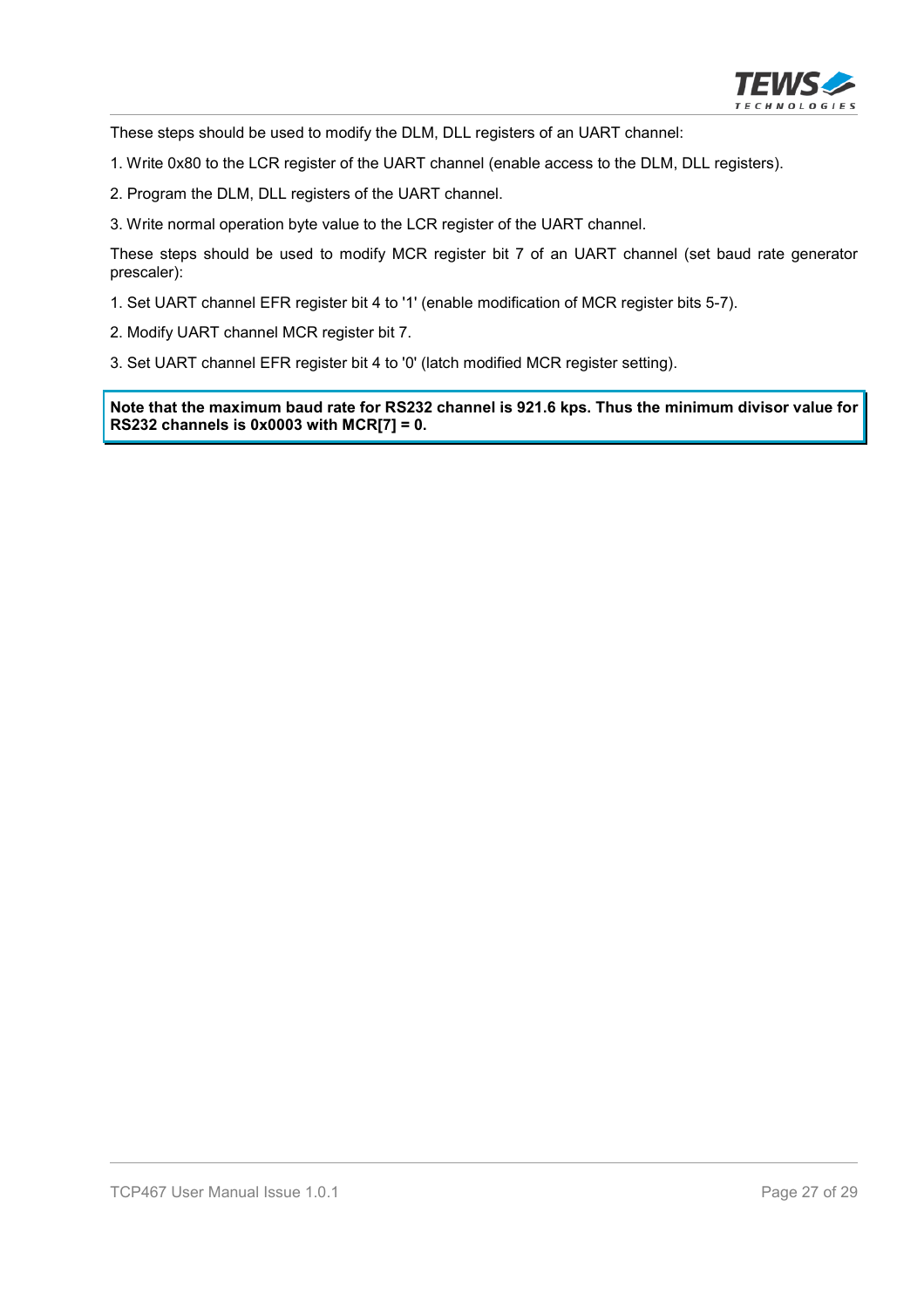These steps should be used to modify the DLM, DLL registers of an UART channel:

1. Write 0x80 to the LCR register of the UART channel (enable access to the DLM, DLL registers).
2. Program the DLM, DLL registers of the UART channel.
3. Write normal operation byte value to the LCR register of the UART channel.

These steps should be used to modify MCR register bit 7 of an UART channel (set baud rate generator prescaler):

1. Set UART channel EFR register bit 4 to '1' (enable modification of MCR register bits 5-7).
2. Modify UART channel MCR register bit 7.
3. Set UART channel EFR register bit 4 to '0' (latch modified MCR register setting).

**Note that the maximum baud rate for RS232 channel is 921.6 kps. Thus the minimum divisor value for RS232 channels is 0x0003 with MCR[7] = 0.**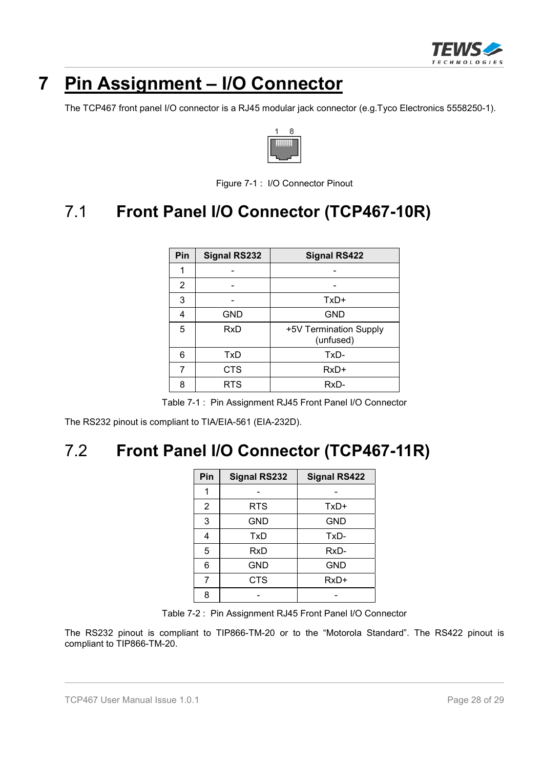# 7 Pin Assignment – I/O Connector

The TCP467 front panel I/O connector is a RJ45 modular jack connector (e.g.Tyco Electronics 5558250-1).

Figure 7-1 : I/O Connector Pinout

## 7.1 Front Panel I/O Connector (TCP467-10R)

| Pin | Signal RS232 | Signal RS422 |
|---|---|---|
| 1 | - | - |
| 2 | - | - |
| 3 | - | TxD+ |
| 4 | GND | GND |
| 5 | RxD | +5V Termination Supply (unfused) |
| 6 | TxD | TxD- |
| 7 | CTS | RxD+ |
| 8 | RTS | RxD- |

Table 7-1 : Pin Assignment RJ45 Front Panel I/O Connector

The RS232 pinout is compliant to TIA/EIA-561 (EIA-232D).

## 7.2 Front Panel I/O Connector (TCP467-11R)

| Pin | Signal RS232 | Signal RS422 |
|---|---|---|
| 1 | - | - |
| 2 | RTS | TxD+ |
| 3 | GND | GND |
| 4 | TxD | TxD- |
| 5 | RxD | RxD- |
| 6 | GND | GND |
| 7 | CTS | RxD+ |
| 8 | - | - |

Table 7-2 : Pin Assignment RJ45 Front Panel I/O Connector

The RS232 pinout is compliant to TIP866-TM-20 or to the “Motorola Standard”. The RS422 pinout is compliant to TIP866-TM-20.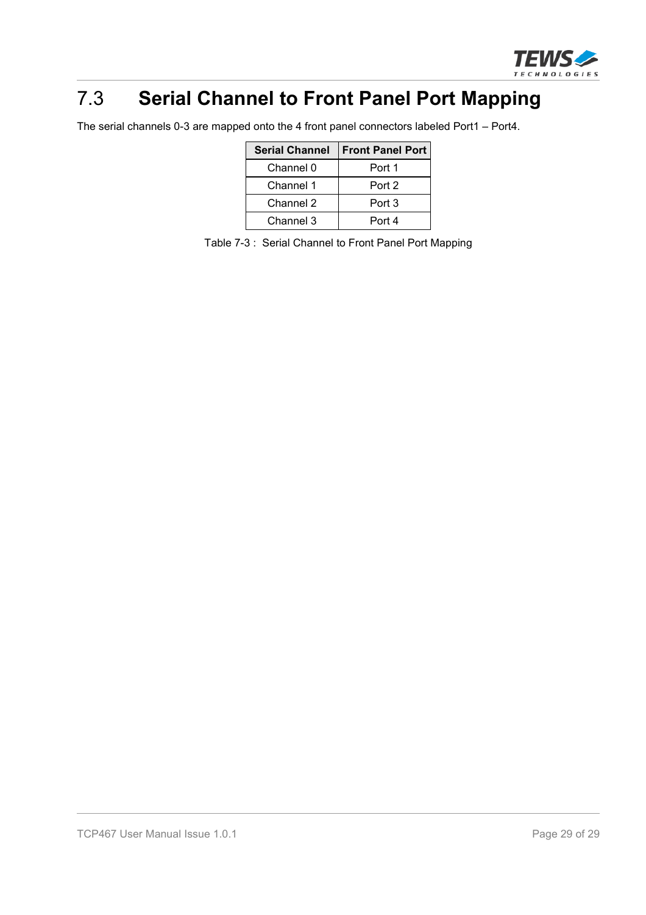## 7.3 Serial Channel to Front Panel Port Mapping

The serial channels 0-3 are mapped onto the 4 front panel connectors labeled Port1 – Port4.

| Serial Channel | Front Panel Port |
|---|---|
| Channel 0 | Port 1 |
| Channel 1 | Port 2 |
| Channel 2 | Port 3 |
| Channel 3 | Port 4 |

Table 7-3 : Serial Channel to Front Panel Port Mapping